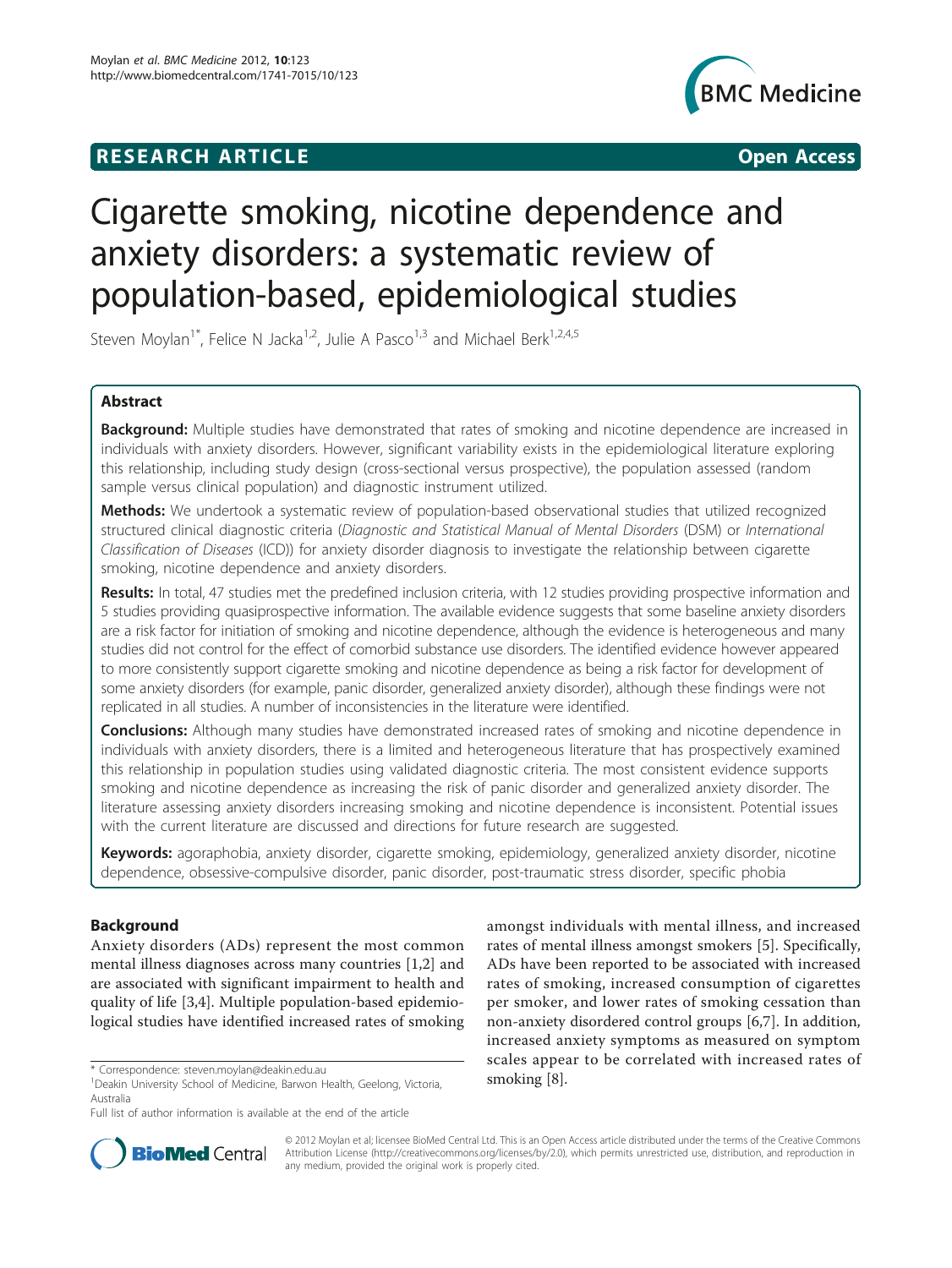RESEARCH ARTICLE Open Access

# Cigarette smoking, nicotine dependence and anxiety disorders: a systematic review of population-based, epidemiological studies

Steven Moylan[1*], Felice N Jacka[1,2], Julie A Pasco[1,3] and Michael Berk[1,2,4,5]

## Abstract

**Background:** Multiple studies have demonstrated that rates of smoking and nicotine dependence are increased in individuals with anxiety disorders. However, significant variability exists in the epidemiological literature exploring this relationship, including study design (cross-sectional versus prospective), the population assessed (random sample versus clinical population) and diagnostic instrument utilized.

**Methods:** We undertook a systematic review of population-based observational studies that utilized recognized structured clinical diagnostic criteria (*Diagnostic and Statistical Manual of Mental Disorders* (DSM) or *International Classification of Diseases* (ICD)) for anxiety disorder diagnosis to investigate the relationship between cigarette smoking, nicotine dependence and anxiety disorders.

**Results:** In total, 47 studies met the predefined inclusion criteria, with 12 studies providing prospective information and 5 studies providing quasiprospective information. The available evidence suggests that some baseline anxiety disorders are a risk factor for initiation of smoking and nicotine dependence, although the evidence is heterogeneous and many studies did not control for the effect of comorbid substance use disorders. The identified evidence however appeared to more consistently support cigarette smoking and nicotine dependence as being a risk factor for development of some anxiety disorders (for example, panic disorder, generalized anxiety disorder), although these findings were not replicated in all studies. A number of inconsistencies in the literature were identified.

**Conclusions:** Although many studies have demonstrated increased rates of smoking and nicotine dependence in individuals with anxiety disorders, there is a limited and heterogeneous literature that has prospectively examined this relationship in population studies using validated diagnostic criteria. The most consistent evidence supports smoking and nicotine dependence as increasing the risk of panic disorder and generalized anxiety disorder. The literature assessing anxiety disorders increasing smoking and nicotine dependence is inconsistent. Potential issues with the current literature are discussed and directions for future research are suggested.

**Keywords:** agoraphobia, anxiety disorder, cigarette smoking, epidemiology, generalized anxiety disorder, nicotine dependence, obsessive-compulsive disorder, panic disorder, post-traumatic stress disorder, specific phobia

## Background

Anxiety disorders (ADs) represent the most common mental illness diagnoses across many countries [1,2] and are associated with significant impairment to health and quality of life [3,4]. Multiple population-based epidemiological studies have identified increased rates of smoking amongst individuals with mental illness, and increased rates of mental illness amongst smokers [5]. Specifically, ADs have been reported to be associated with increased rates of smoking, increased consumption of cigarettes per smoker, and lower rates of smoking cessation than non-anxiety disordered control groups [6,7]. In addition, increased anxiety symptoms as measured on symptom scales appear to be correlated with increased rates of smoking [8].

\* Correspondence: steven.moylan@deakin.edu.au
[1]Deakin University School of Medicine, Barwon Health, Geelong, Victoria, Australia
Full list of author information is available at the end of the article

© 2012 Moylan et al; licensee BioMed Central Ltd. This is an Open Access article distributed under the terms of the Creative Commons Attribution License (http://creativecommons.org/licenses/by/2.0), which permits unrestricted use, distribution, and reproduction in any medium, provided the original work is properly cited.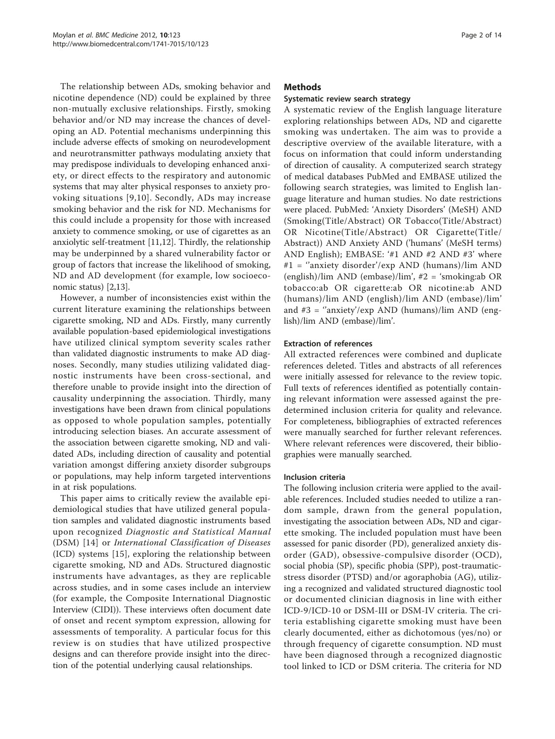The relationship between ADs, smoking behavior and nicotine dependence (ND) could be explained by three non-mutually exclusive relationships. Firstly, smoking behavior and/or ND may increase the chances of developing an AD. Potential mechanisms underpinning this include adverse effects of smoking on neurodevelopment and neurotransmitter pathways modulating anxiety that may predispose individuals to developing enhanced anxiety, or direct effects to the respiratory and autonomic systems that may alter physical responses to anxiety provoking situations [9,10]. Secondly, ADs may increase smoking behavior and the risk for ND. Mechanisms for this could include a propensity for those with increased anxiety to commence smoking, or use of cigarettes as an anxiolytic self-treatment [11,12]. Thirdly, the relationship may be underpinned by a shared vulnerability factor or group of factors that increase the likelihood of smoking, ND and AD development (for example, low socioeconomic status) [2,13].

However, a number of inconsistencies exist within the current literature examining the relationships between cigarette smoking, ND and ADs. Firstly, many currently available population-based epidemiological investigations have utilized clinical symptom severity scales rather than validated diagnostic instruments to make AD diagnoses. Secondly, many studies utilizing validated diagnostic instruments have been cross-sectional, and therefore unable to provide insight into the direction of causality underpinning the association. Thirdly, many investigations have been drawn from clinical populations as opposed to whole population samples, potentially introducing selection biases. An accurate assessment of the association between cigarette smoking, ND and validated ADs, including direction of causality and potential variation amongst differing anxiety disorder subgroups or populations, may help inform targeted interventions in at risk populations.

This paper aims to critically review the available epidemiological studies that have utilized general population samples and validated diagnostic instruments based upon recognized *Diagnostic and Statistical Manual* (DSM) [14] or *International Classification of Diseases* (ICD) systems [15], exploring the relationship between cigarette smoking, ND and ADs. Structured diagnostic instruments have advantages, as they are replicable across studies, and in some cases include an interview (for example, the Composite International Diagnostic Interview (CIDI)). These interviews often document date of onset and recent symptom expression, allowing for assessments of temporality. A particular focus for this review is on studies that have utilized prospective designs and can therefore provide insight into the direction of the potential underlying causal relationships.

## Methods

### Systematic review search strategy

A systematic review of the English language literature exploring relationships between ADs, ND and cigarette smoking was undertaken. The aim was to provide a descriptive overview of the available literature, with a focus on information that could inform understanding of direction of causality. A computerized search strategy of medical databases PubMed and EMBASE utilized the following search strategies, was limited to English language literature and human studies. No date restrictions were placed. PubMed: 'Anxiety Disorders' (MeSH) AND (Smoking(Title/Abstract) OR Tobacco(Title/Abstract) OR Nicotine(Title/Abstract) OR Cigarette(Title/Abstract)) AND Anxiety AND ('humans' (MeSH terms) AND English); EMBASE: '#1 AND #2 AND #3' where #1 = ''anxiety disorder'/exp AND (humans)/lim AND (english)/lim AND (embase)/lim', #2 = 'smoking:ab OR tobacco:ab OR cigarette:ab OR nicotine:ab AND (humans)/lim AND (english)/lim AND (embase)/lim' and #3 = ''anxiety'/exp AND (humans)/lim AND (english)/lim AND (embase)/lim'.

### Extraction of references

All extracted references were combined and duplicate references deleted. Titles and abstracts of all references were initially assessed for relevance to the review topic. Full texts of references identified as potentially containing relevant information were assessed against the predetermined inclusion criteria for quality and relevance. For completeness, bibliographies of extracted references were manually searched for further relevant references. Where relevant references were discovered, their bibliographies were manually searched.

### Inclusion criteria

The following inclusion criteria were applied to the available references. Included studies needed to utilize a random sample, drawn from the general population, investigating the association between ADs, ND and cigarette smoking. The included population must have been assessed for panic disorder (PD), generalized anxiety disorder (GAD), obsessive-compulsive disorder (OCD), social phobia (SP), specific phobia (SPP), post-traumatic-stress disorder (PTSD) and/or agoraphobia (AG), utilizing a recognized and validated structured diagnostic tool or documented clinician diagnosis in line with either ICD-9/ICD-10 or DSM-III or DSM-IV criteria. The criteria establishing cigarette smoking must have been clearly documented, either as dichotomous (yes/no) or through frequency of cigarette consumption. ND must have been diagnosed through a recognized diagnostic tool linked to ICD or DSM criteria. The criteria for ND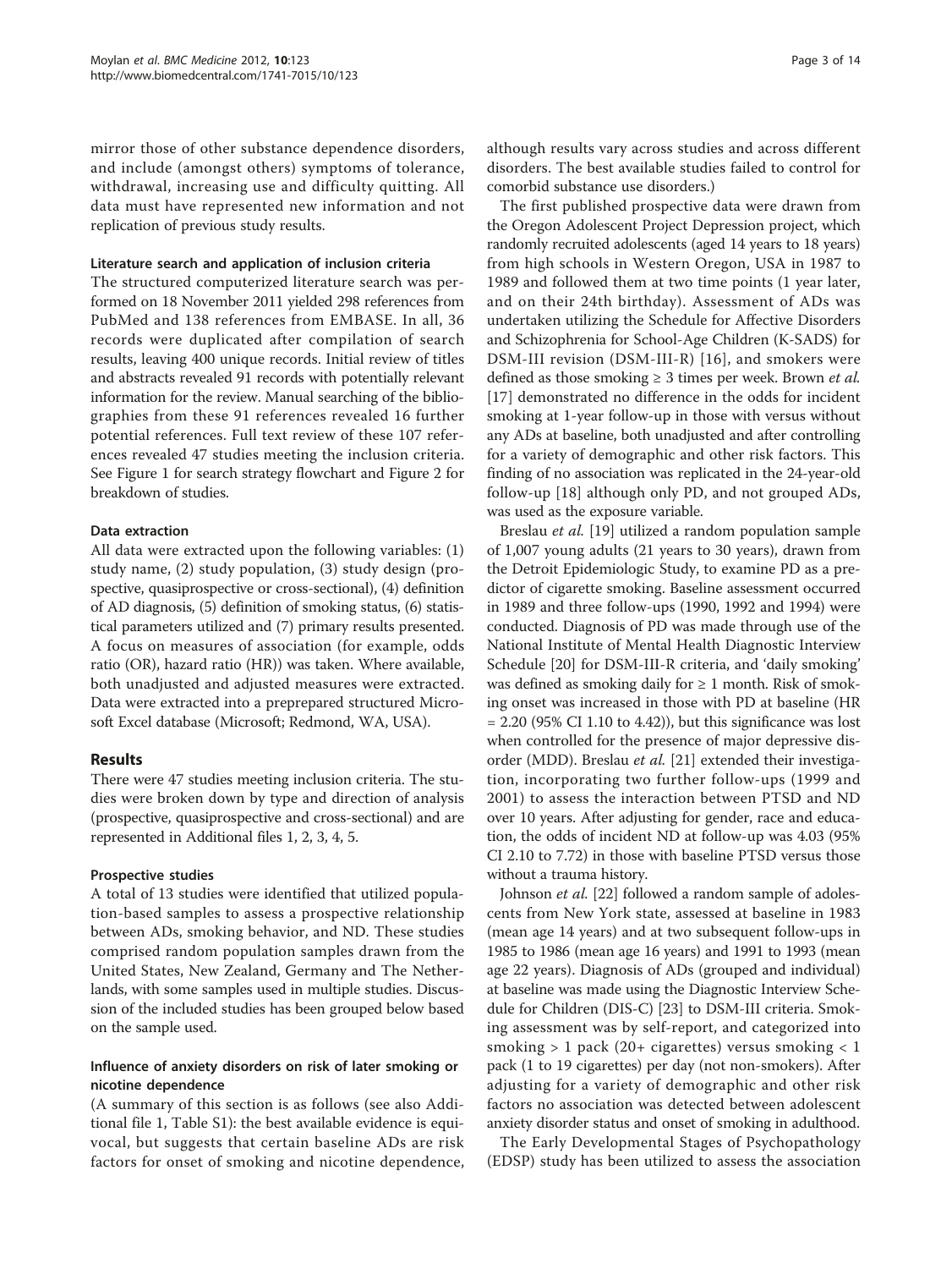mirror those of other substance dependence disorders, and include (amongst others) symptoms of tolerance, withdrawal, increasing use and difficulty quitting. All data must have represented new information and not replication of previous study results.

#### Literature search and application of inclusion criteria

The structured computerized literature search was performed on 18 November 2011 yielded 298 references from PubMed and 138 references from EMBASE. In all, 36 records were duplicated after compilation of search results, leaving 400 unique records. Initial review of titles and abstracts revealed 91 records with potentially relevant information for the review. Manual searching of the bibliographies from these 91 references revealed 16 further potential references. Full text review of these 107 references revealed 47 studies meeting the inclusion criteria. See Figure 1 for search strategy flowchart and Figure 2 for breakdown of studies.

#### Data extraction

All data were extracted upon the following variables: (1) study name, (2) study population, (3) study design (prospective, quasiprospective or cross-sectional), (4) definition of AD diagnosis, (5) definition of smoking status, (6) statistical parameters utilized and (7) primary results presented. A focus on measures of association (for example, odds ratio (OR), hazard ratio (HR)) was taken. Where available, both unadjusted and adjusted measures were extracted. Data were extracted into a preprepared structured Microsoft Excel database (Microsoft; Redmond, WA, USA).

## Results

There were 47 studies meeting inclusion criteria. The studies were broken down by type and direction of analysis (prospective, quasiprospective and cross-sectional) and are represented in Additional files 1, 2, 3, 4, 5.

### Prospective studies

A total of 13 studies were identified that utilized population-based samples to assess a prospective relationship between ADs, smoking behavior, and ND. These studies comprised random population samples drawn from the United States, New Zealand, Germany and The Netherlands, with some samples used in multiple studies. Discussion of the included studies has been grouped below based on the sample used.

### Influence of anxiety disorders on risk of later smoking or nicotine dependence

(A summary of this section is as follows (see also Additional file 1, Table S1): the best available evidence is equivocal, but suggests that certain baseline ADs are risk factors for onset of smoking and nicotine dependence, although results vary across studies and across different disorders. The best available studies failed to control for comorbid substance use disorders.)

The first published prospective data were drawn from the Oregon Adolescent Project Depression project, which randomly recruited adolescents (aged 14 years to 18 years) from high schools in Western Oregon, USA in 1987 to 1989 and followed them at two time points (1 year later, and on their 24th birthday). Assessment of ADs was undertaken utilizing the Schedule for Affective Disorders and Schizophrenia for School-Age Children (K-SADS) for DSM-III revision (DSM-III-R) [16], and smokers were defined as those smoking ≥ 3 times per week. Brown *et al.* [17] demonstrated no difference in the odds for incident smoking at 1-year follow-up in those with versus without any ADs at baseline, both unadjusted and after controlling for a variety of demographic and other risk factors. This finding of no association was replicated in the 24-year-old follow-up [18] although only PD, and not grouped ADs, was used as the exposure variable.

Breslau *et al.* [19] utilized a random population sample of 1,007 young adults (21 years to 30 years), drawn from the Detroit Epidemiologic Study, to examine PD as a predictor of cigarette smoking. Baseline assessment occurred in 1989 and three follow-ups (1990, 1992 and 1994) were conducted. Diagnosis of PD was made through use of the National Institute of Mental Health Diagnostic Interview Schedule [20] for DSM-III-R criteria, and 'daily smoking' was defined as smoking daily for ≥ 1 month. Risk of smoking onset was increased in those with PD at baseline (HR = 2.20 (95% CI 1.10 to 4.42)), but this significance was lost when controlled for the presence of major depressive disorder (MDD). Breslau *et al.* [21] extended their investigation, incorporating two further follow-ups (1999 and 2001) to assess the interaction between PTSD and ND over 10 years. After adjusting for gender, race and education, the odds of incident ND at follow-up was 4.03 (95% CI 2.10 to 7.72) in those with baseline PTSD versus those without a trauma history.

Johnson *et al.* [22] followed a random sample of adolescents from New York state, assessed at baseline in 1983 (mean age 14 years) and at two subsequent follow-ups in 1985 to 1986 (mean age 16 years) and 1991 to 1993 (mean age 22 years). Diagnosis of ADs (grouped and individual) at baseline was made using the Diagnostic Interview Schedule for Children (DIS-C) [23] to DSM-III criteria. Smoking assessment was by self-report, and categorized into smoking > 1 pack (20+ cigarettes) versus smoking < 1 pack (1 to 19 cigarettes) per day (not non-smokers). After adjusting for a variety of demographic and other risk factors no association was detected between adolescent anxiety disorder status and onset of smoking in adulthood.

The Early Developmental Stages of Psychopathology (EDSP) study has been utilized to assess the association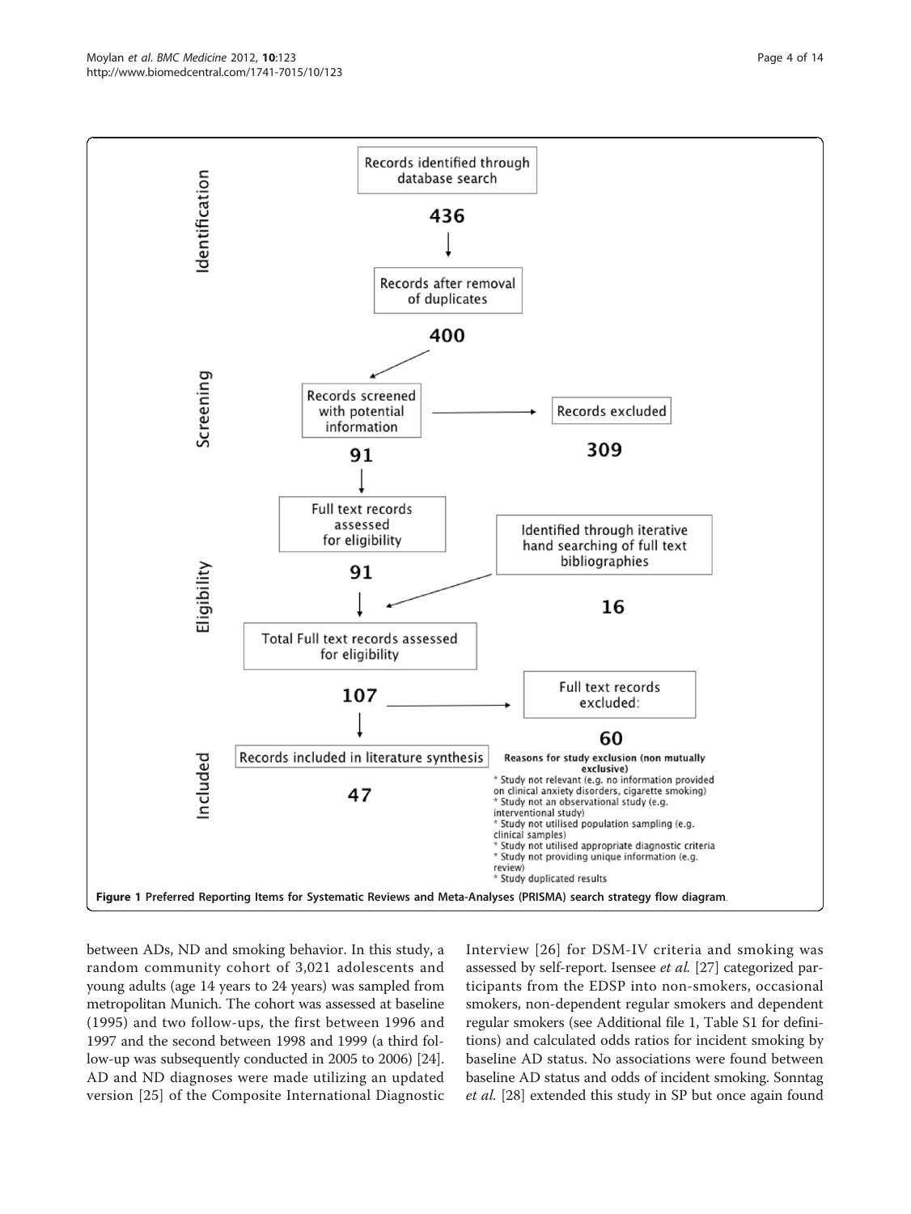Identification

Records identified through database search

436

Records after removal of duplicates

400

Screening

Records screened with potential information

91

Records excluded

309

Eligibility

Full text records assessed for eligibility

91

Identified through iterative hand searching of full text bibliographies

16

Total Full text records assessed for eligibility

107

Full text records excluded:

60

Included

Records included in literature synthesis

47

**Reasons for study exclusion (non mutually exclusive)**

* Study not relevant (e.g. no information provided on clinical anxiety disorders, cigarette smoking)
* Study not an observational study (e.g. interventional study)
* Study not utilised population sampling (e.g. clinical samples)
* Study not utilised appropriate diagnostic criteria
* Study not providing unique information (e.g. review)
* Study duplicated results

**Figure 1 Preferred Reporting Items for Systematic Reviews and Meta-Analyses (PRISMA) search strategy flow diagram**.

between ADs, ND and smoking behavior. In this study, a random community cohort of 3,021 adolescents and young adults (age 14 years to 24 years) was sampled from metropolitan Munich. The cohort was assessed at baseline (1995) and two follow-ups, the first between 1996 and 1997 and the second between 1998 and 1999 (a third follow-up was subsequently conducted in 2005 to 2006) [24]. AD and ND diagnoses were made utilizing an updated version [25] of the Composite International Diagnostic Interview [26] for DSM-IV criteria and smoking was assessed by self-report. Isensee *et al.* [27] categorized participants from the EDSP into non-smokers, occasional smokers, non-dependent regular smokers and dependent regular smokers (see Additional file 1, Table S1 for definitions) and calculated odds ratios for incident smoking by baseline AD status. No associations were found between baseline AD status and odds of incident smoking. Sonntag *et al.* [28] extended this study in SP but once again found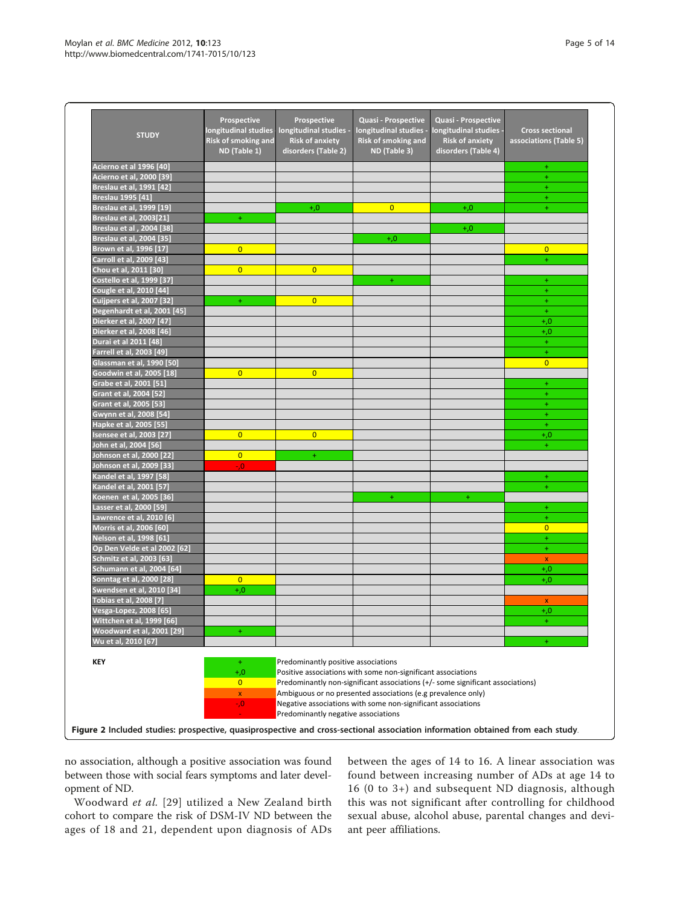| STUDY | Prospective longitudinal studies Risk of smoking and ND (Table 1) | Prospective longitudinal studies - Risk of anxiety disorders (Table 2) | Quasi - Prospective longitudinal studies - Risk of smoking and ND (Table 3) | Quasi - Prospective longitudinal studies - Risk of anxiety disorders (Table 4) | Cross sectional associations (Table 5) |
|---|---|---|---|---|---|
| Acierno et al 1996 [40] | | | | | + |
| Acierno et al, 2000 [39] | | | | | + |
| Breslau et al, 1991 [42] | | | | | + |
| Breslau 1995 [41] | | | | | + |
| Breslau et al, 1999 [19] | | +,0 | 0 | +,0 | + |
| Breslau et al, 2003[21] | + | | | | |
| Breslau et al , 2004 [38] | | | | +,0 | |
| Breslau et al, 2004 [35] | | | +,0 | | |
| Brown et al, 1996 [17] | 0 | | | | 0 |
| Carroll et al, 2009 [43] | | | | | + |
| Chou et al, 2011 [30] | 0 | 0 | | | |
| Costello et al, 1999 [37] | | | + | | + |
| Cougle et al, 2010 [44] | | | | | + |
| Cuijpers et al, 2007 [32] | + | 0 | | | + |
| Degenhardt et al, 2001 [45] | | | | | + |
| Dierker et al, 2007 [47] | | | | | +,0 |
| Dierker et al, 2008 [46] | | | | | +,0 |
| Durai et al 2011 [48] | | | | | + |
| Farrell et al, 2003 [49] | | | | | + |
| Glassman et al, 1990 [50] | | | | | 0 |
| Goodwin et al, 2005 [18] | 0 | 0 | | | |
| Grabe et al, 2001 [51] | | | | | + |
| Grant et al, 2004 [52] | | | | | + |
| Grant et al, 2005 [53] | | | | | + |
| Gwynn et al, 2008 [54] | | | | | + |
| Hapke et al, 2005 [55] | | | | | + |
| Isensee et al, 2003 [27] | 0 | 0 | | | +,0 |
| John et al, 2004 [56] | | | | | + |
| Johnson et al, 2000 [22] | 0 | + | | | |
| Johnson et al, 2009 [33] | -,0 | | | | |
| Kandel et al, 1997 [58] | | | | | + |
| Kandel et al, 2001 [57] | | | | | + |
| Koenen et al, 2005 [36] | | | + | + | |
| Lasser et al, 2000 [59] | | | | | + |
| Lawrence et al, 2010 [6] | | | | | + |
| Morris et al, 2006 [60] | | | | | 0 |
| Nelson et al, 1998 [61] | | | | | + |
| Op Den Velde et al 2002 [62] | | | | | + |
| Schmitz et al, 2003 [63] | | | | | x |
| Schumann et al, 2004 [64] | | | | | +,0 |
| Sonntag et al, 2000 [28] | 0 | | | | +,0 |
| Swendsen et al, 2010 [34] | +,0 | | | | |
| Tobias et al, 2008 [7] | | | | | x |
| Vesga-Lopez, 2008 [65] | | | | | +,0 |
| Wittchen et al, 1999 [66] | | | | | + |
| Woodward et al, 2001 [29] | + | | | | |
| Wu et al, 2010 [67] | | | | | + |

**KEY**

| | |
|---|---|
| + | Predominantly positive associations |
| +,0 | Positive associations with some non-significant associations |
| 0 | Predominantly non-significant associations (+/- some significant associations) |
| x | Ambiguous or no presented associations (e.g prevalence only) |
| -,0 | Negative associations with some non-significant associations |
| - | Predominantly negative associations |

**Figure 2 Included studies: prospective, quasiprospective and cross-sectional association information obtained from each study**.

no association, although a positive association was found between those with social fears symptoms and later development of ND.

Woodward *et al.* [29] utilized a New Zealand birth cohort to compare the risk of DSM-IV ND between the ages of 18 and 21, dependent upon diagnosis of ADs between the ages of 14 to 16. A linear association was found between increasing number of ADs at age 14 to 16 (0 to 3+) and subsequent ND diagnosis, although this was not significant after controlling for childhood sexual abuse, alcohol abuse, parental changes and deviant peer affiliations.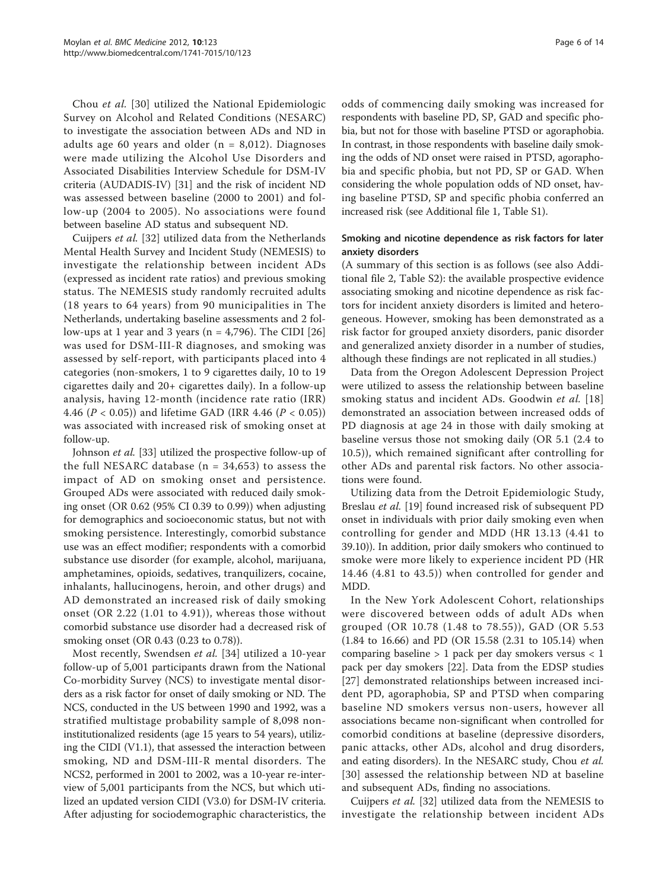Chou *et al.* [30] utilized the National Epidemiologic Survey on Alcohol and Related Conditions (NESARC) to investigate the association between ADs and ND in adults age 60 years and older (n = 8,012). Diagnoses were made utilizing the Alcohol Use Disorders and Associated Disabilities Interview Schedule for DSM-IV criteria (AUDADIS-IV) [31] and the risk of incident ND was assessed between baseline (2000 to 2001) and follow-up (2004 to 2005). No associations were found between baseline AD status and subsequent ND.

Cuijpers *et al.* [32] utilized data from the Netherlands Mental Health Survey and Incident Study (NEMESIS) to investigate the relationship between incident ADs (expressed as incident rate ratios) and previous smoking status. The NEMESIS study randomly recruited adults (18 years to 64 years) from 90 municipalities in The Netherlands, undertaking baseline assessments and 2 follow-ups at 1 year and 3 years (n = 4,796). The CIDI [26] was used for DSM-III-R diagnoses, and smoking was assessed by self-report, with participants placed into 4 categories (non-smokers, 1 to 9 cigarettes daily, 10 to 19 cigarettes daily and 20+ cigarettes daily). In a follow-up analysis, having 12-month (incidence rate ratio (IRR) 4.46 ($P < 0.05$)) and lifetime GAD (IRR 4.46 ($P < 0.05$)) was associated with increased risk of smoking onset at follow-up.

Johnson *et al.* [33] utilized the prospective follow-up of the full NESARC database (n = 34,653) to assess the impact of AD on smoking onset and persistence. Grouped ADs were associated with reduced daily smoking onset (OR 0.62 (95% CI 0.39 to 0.99)) when adjusting for demographics and socioeconomic status, but not with smoking persistence. Interestingly, comorbid substance use was an effect modifier; respondents with a comorbid substance use disorder (for example, alcohol, marijuana, amphetamines, opioids, sedatives, tranquilizers, cocaine, inhalants, hallucinogens, heroin, and other drugs) and AD demonstrated an increased risk of daily smoking onset (OR 2.22 (1.01 to 4.91)), whereas those without comorbid substance use disorder had a decreased risk of smoking onset (OR 0.43 (0.23 to 0.78)).

Most recently, Swendsen *et al.* [34] utilized a 10-year follow-up of 5,001 participants drawn from the National Co-morbidity Survey (NCS) to investigate mental disorders as a risk factor for onset of daily smoking or ND. The NCS, conducted in the US between 1990 and 1992, was a stratified multistage probability sample of 8,098 non-institutionalized residents (age 15 years to 54 years), utilizing the CIDI (V1.1), that assessed the interaction between smoking, ND and DSM-III-R mental disorders. The NCS2, performed in 2001 to 2002, was a 10-year re-interview of 5,001 participants from the NCS, but which utilized an updated version CIDI (V3.0) for DSM-IV criteria. After adjusting for sociodemographic characteristics, the odds of commencing daily smoking was increased for respondents with baseline PD, SP, GAD and specific phobia, but not for those with baseline PTSD or agoraphobia. In contrast, in those respondents with baseline daily smoking the odds of ND onset were raised in PTSD, agoraphobia and specific phobia, but not PD, SP or GAD. When considering the whole population odds of ND onset, having baseline PTSD, SP and specific phobia conferred an increased risk (see Additional file 1, Table S1).

### Smoking and nicotine dependence as risk factors for later anxiety disorders

(A summary of this section is as follows (see also Additional file 2, Table S2): the available prospective evidence associating smoking and nicotine dependence as risk factors for incident anxiety disorders is limited and heterogeneous. However, smoking has been demonstrated as a risk factor for grouped anxiety disorders, panic disorder and generalized anxiety disorder in a number of studies, although these findings are not replicated in all studies.)

Data from the Oregon Adolescent Depression Project were utilized to assess the relationship between baseline smoking status and incident ADs. Goodwin *et al.* [18] demonstrated an association between increased odds of PD diagnosis at age 24 in those with daily smoking at baseline versus those not smoking daily (OR 5.1 (2.4 to 10.5)), which remained significant after controlling for other ADs and parental risk factors. No other associations were found.

Utilizing data from the Detroit Epidemiologic Study, Breslau *et al.* [19] found increased risk of subsequent PD onset in individuals with prior daily smoking even when controlling for gender and MDD (HR 13.13 (4.41 to 39.10)). In addition, prior daily smokers who continued to smoke were more likely to experience incident PD (HR 14.46 (4.81 to 43.5)) when controlled for gender and MDD.

In the New York Adolescent Cohort, relationships were discovered between odds of adult ADs when grouped (OR 10.78 (1.48 to 78.55)), GAD (OR 5.53 (1.84 to 16.66) and PD (OR 15.58 (2.31 to 105.14) when comparing baseline > 1 pack per day smokers versus < 1 pack per day smokers [22]. Data from the EDSP studies [27] demonstrated relationships between increased incident PD, agoraphobia, SP and PTSD when comparing baseline ND smokers versus non-users, however all associations became non-significant when controlled for comorbid conditions at baseline (depressive disorders, panic attacks, other ADs, alcohol and drug disorders, and eating disorders). In the NESARC study, Chou *et al.* [30] assessed the relationship between ND at baseline and subsequent ADs, finding no associations.

Cuijpers *et al.* [32] utilized data from the NEMESIS to investigate the relationship between incident ADs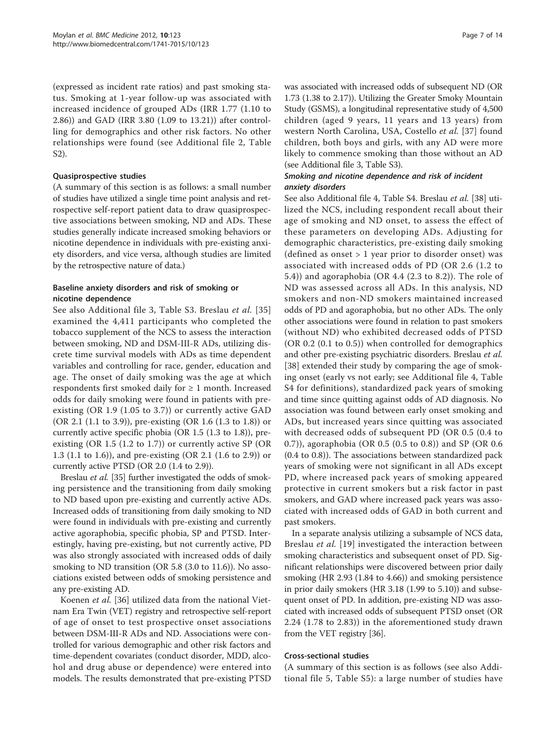(expressed as incident rate ratios) and past smoking status. Smoking at 1-year follow-up was associated with increased incidence of grouped ADs (IRR 1.77 (1.10 to 2.86)) and GAD (IRR 3.80 (1.09 to 13.21)) after controlling for demographics and other risk factors. No other relationships were found (see Additional file 2, Table S2).

### Quasiprospective studies

(A summary of this section is as follows: a small number of studies have utilized a single time point analysis and retrospective self-report patient data to draw quasiprospective associations between smoking, ND and ADs. These studies generally indicate increased smoking behaviors or nicotine dependence in individuals with pre-existing anxiety disorders, and vice versa, although studies are limited by the retrospective nature of data.)

#### Baseline anxiety disorders and risk of smoking or nicotine dependence

See also Additional file 3, Table S3. Breslau *et al.* [35] examined the 4,411 participants who completed the tobacco supplement of the NCS to assess the interaction between smoking, ND and DSM-III-R ADs, utilizing discrete time survival models with ADs as time dependent variables and controlling for race, gender, education and age. The onset of daily smoking was the age at which respondents first smoked daily for ≥ 1 month. Increased odds for daily smoking were found in patients with pre-existing (OR 1.9 (1.05 to 3.7)) or currently active GAD (OR 2.1 (1.1 to 3.9)), pre-existing (OR 1.6 (1.3 to 1.8)) or currently active specific phobia (OR 1.5 (1.3 to 1.8)), pre-existing (OR 1.5 (1.2 to 1.7)) or currently active SP (OR 1.3 (1.1 to 1.6)), and pre-existing (OR 2.1 (1.6 to 2.9)) or currently active PTSD (OR 2.0 (1.4 to 2.9)).

Breslau *et al.* [35] further investigated the odds of smoking persistence and the transitioning from daily smoking to ND based upon pre-existing and currently active ADs. Increased odds of transitioning from daily smoking to ND were found in individuals with pre-existing and currently active agoraphobia, specific phobia, SP and PTSD. Interestingly, having pre-existing, but not currently active, PD was also strongly associated with increased odds of daily smoking to ND transition (OR 5.8 (3.0 to 11.6)). No associations existed between odds of smoking persistence and any pre-existing AD.

Koenen *et al.* [36] utilized data from the national Vietnam Era Twin (VET) registry and retrospective self-report of age of onset to test prospective onset associations between DSM-III-R ADs and ND. Associations were controlled for various demographic and other risk factors and time-dependent covariates (conduct disorder, MDD, alcohol and drug abuse or dependence) were entered into models. The results demonstrated that pre-existing PTSD was associated with increased odds of subsequent ND (OR 1.73 (1.38 to 2.17)). Utilizing the Greater Smoky Mountain Study (GSMS), a longitudinal representative study of 4,500 children (aged 9 years, 11 years and 13 years) from western North Carolina, USA, Costello *et al.* [37] found children, both boys and girls, with any AD were more likely to commence smoking than those without an AD (see Additional file 3, Table S3).

#### *Smoking and nicotine dependence and risk of incident anxiety disorders*

See also Additional file 4, Table S4. Breslau *et al.* [38] utilized the NCS, including respondent recall about their age of smoking and ND onset, to assess the effect of these parameters on developing ADs. Adjusting for demographic characteristics, pre-existing daily smoking (defined as onset > 1 year prior to disorder onset) was associated with increased odds of PD (OR 2.6 (1.2 to 5.4)) and agoraphobia (OR 4.4 (2.3 to 8.2)). The role of ND was assessed across all ADs. In this analysis, ND smokers and non-ND smokers maintained increased odds of PD and agoraphobia, but no other ADs. The only other associations were found in relation to past smokers (without ND) who exhibited decreased odds of PTSD (OR 0.2 (0.1 to 0.5)) when controlled for demographics and other pre-existing psychiatric disorders. Breslau *et al.* [38] extended their study by comparing the age of smoking onset (early vs not early; see Additional file 4, Table S4 for definitions), standardized pack years of smoking and time since quitting against odds of AD diagnosis. No association was found between early onset smoking and ADs, but increased years since quitting was associated with decreased odds of subsequent PD (OR 0.5 (0.4 to 0.7)), agoraphobia (OR 0.5 (0.5 to 0.8)) and SP (OR 0.6 (0.4 to 0.8)). The associations between standardized pack years of smoking were not significant in all ADs except PD, where increased pack years of smoking appeared protective in current smokers but a risk factor in past smokers, and GAD where increased pack years was associated with increased odds of GAD in both current and past smokers.

In a separate analysis utilizing a subsample of NCS data, Breslau *et al.* [19] investigated the interaction between smoking characteristics and subsequent onset of PD. Significant relationships were discovered between prior daily smoking (HR 2.93 (1.84 to 4.66)) and smoking persistence in prior daily smokers (HR 3.18 (1.99 to 5.10)) and subsequent onset of PD. In addition, pre-existing ND was associated with increased odds of subsequent PTSD onset (OR 2.24 (1.78 to 2.83)) in the aforementioned study drawn from the VET registry [36].

### Cross-sectional studies

(A summary of this section is as follows (see also Additional file 5, Table S5): a large number of studies have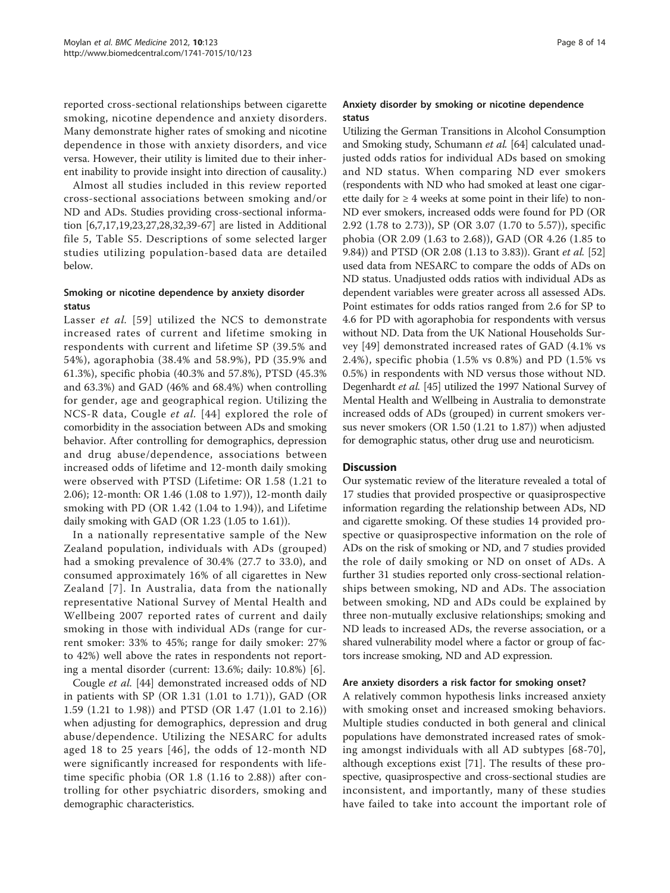reported cross-sectional relationships between cigarette smoking, nicotine dependence and anxiety disorders. Many demonstrate higher rates of smoking and nicotine dependence in those with anxiety disorders, and vice versa. However, their utility is limited due to their inherent inability to provide insight into direction of causality.)

Almost all studies included in this review reported cross-sectional associations between smoking and/or ND and ADs. Studies providing cross-sectional information [6,7,17,19,23,27,28,32,39-67] are listed in Additional file 5, Table S5. Descriptions of some selected larger studies utilizing population-based data are detailed below.

### Smoking or nicotine dependence by anxiety disorder status

Lasser *et al.* [59] utilized the NCS to demonstrate increased rates of current and lifetime smoking in respondents with current and lifetime SP (39.5% and 54%), agoraphobia (38.4% and 58.9%), PD (35.9% and 61.3%), specific phobia (40.3% and 57.8%), PTSD (45.3% and 63.3%) and GAD (46% and 68.4%) when controlling for gender, age and geographical region. Utilizing the NCS-R data, Cougle *et al.* [44] explored the role of comorbidity in the association between ADs and smoking behavior. After controlling for demographics, depression and drug abuse/dependence, associations between increased odds of lifetime and 12-month daily smoking were observed with PTSD (Lifetime: OR 1.58 (1.21 to 2.06); 12-month: OR 1.46 (1.08 to 1.97)), 12-month daily smoking with PD (OR 1.42 (1.04 to 1.94)), and Lifetime daily smoking with GAD (OR 1.23 (1.05 to 1.61)).

In a nationally representative sample of the New Zealand population, individuals with ADs (grouped) had a smoking prevalence of 30.4% (27.7 to 33.0), and consumed approximately 16% of all cigarettes in New Zealand [7]. In Australia, data from the nationally representative National Survey of Mental Health and Wellbeing 2007 reported rates of current and daily smoking in those with individual ADs (range for current smoker: 33% to 45%; range for daily smoker: 27% to 42%) well above the rates in respondents not reporting a mental disorder (current: 13.6%; daily: 10.8%) [6].

Cougle *et al.* [44] demonstrated increased odds of ND in patients with SP (OR 1.31 (1.01 to 1.71)), GAD (OR 1.59 (1.21 to 1.98)) and PTSD (OR 1.47 (1.01 to 2.16)) when adjusting for demographics, depression and drug abuse/dependence. Utilizing the NESARC for adults aged 18 to 25 years [46], the odds of 12-month ND were significantly increased for respondents with lifetime specific phobia (OR 1.8 (1.16 to 2.88)) after controlling for other psychiatric disorders, smoking and demographic characteristics.

### Anxiety disorder by smoking or nicotine dependence status

Utilizing the German Transitions in Alcohol Consumption and Smoking study, Schumann *et al.* [64] calculated unadjusted odds ratios for individual ADs based on smoking and ND status. When comparing ND ever smokers (respondents with ND who had smoked at least one cigarette daily for ≥ 4 weeks at some point in their life) to non-ND ever smokers, increased odds were found for PD (OR 2.92 (1.78 to 2.73)), SP (OR 3.07 (1.70 to 5.57)), specific phobia (OR 2.09 (1.63 to 2.68)), GAD (OR 4.26 (1.85 to 9.84)) and PTSD (OR 2.08 (1.13 to 3.83)). Grant *et al.* [52] used data from NESARC to compare the odds of ADs on ND status. Unadjusted odds ratios with individual ADs as dependent variables were greater across all assessed ADs. Point estimates for odds ratios ranged from 2.6 for SP to 4.6 for PD with agoraphobia for respondents with versus without ND. Data from the UK National Households Survey [49] demonstrated increased rates of GAD (4.1% vs 2.4%), specific phobia (1.5% vs 0.8%) and PD (1.5% vs 0.5%) in respondents with ND versus those without ND. Degenhardt *et al.* [45] utilized the 1997 National Survey of Mental Health and Wellbeing in Australia to demonstrate increased odds of ADs (grouped) in current smokers versus never smokers (OR 1.50 (1.21 to 1.87)) when adjusted for demographic status, other drug use and neuroticism.

## Discussion

Our systematic review of the literature revealed a total of 17 studies that provided prospective or quasiprospective information regarding the relationship between ADs, ND and cigarette smoking. Of these studies 14 provided prospective or quasiprospective information on the role of ADs on the risk of smoking or ND, and 7 studies provided the role of daily smoking or ND on onset of ADs. A further 31 studies reported only cross-sectional relationships between smoking, ND and ADs. The association between smoking, ND and ADs could be explained by three non-mutually exclusive relationships; smoking and ND leads to increased ADs, the reverse association, or a shared vulnerability model where a factor or group of factors increase smoking, ND and AD expression.

### Are anxiety disorders a risk factor for smoking onset?

A relatively common hypothesis links increased anxiety with smoking onset and increased smoking behaviors. Multiple studies conducted in both general and clinical populations have demonstrated increased rates of smoking amongst individuals with all AD subtypes [68-70], although exceptions exist [71]. The results of these prospective, quasiprospective and cross-sectional studies are inconsistent, and importantly, many of these studies have failed to take into account the important role of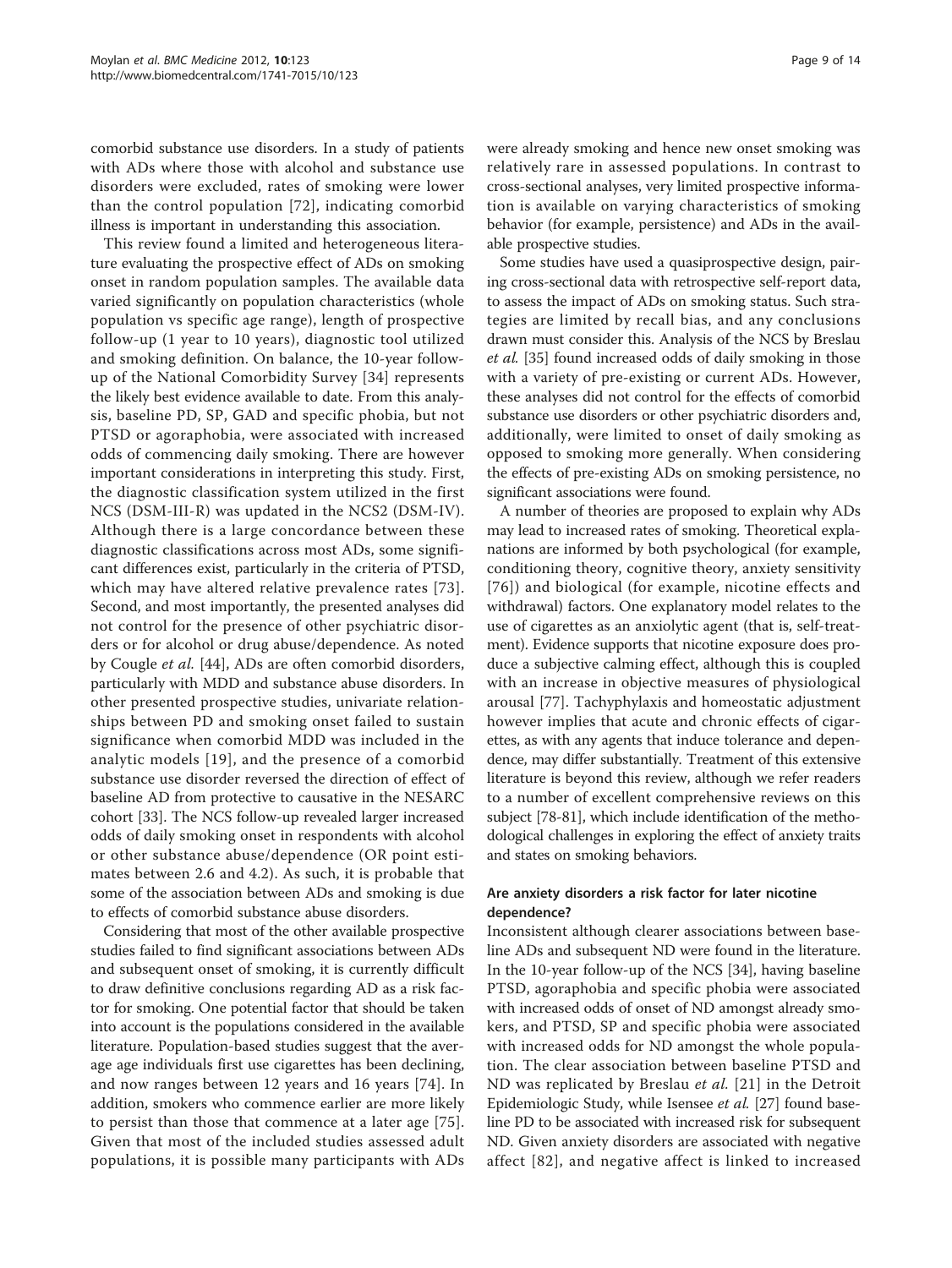comorbid substance use disorders. In a study of patients with ADs where those with alcohol and substance use disorders were excluded, rates of smoking were lower than the control population [72], indicating comorbid illness is important in understanding this association.

This review found a limited and heterogeneous literature evaluating the prospective effect of ADs on smoking onset in random population samples. The available data varied significantly on population characteristics (whole population vs specific age range), length of prospective follow-up (1 year to 10 years), diagnostic tool utilized and smoking definition. On balance, the 10-year follow-up of the National Comorbidity Survey [34] represents the likely best evidence available to date. From this analysis, baseline PD, SP, GAD and specific phobia, but not PTSD or agoraphobia, were associated with increased odds of commencing daily smoking. There are however important considerations in interpreting this study. First, the diagnostic classification system utilized in the first NCS (DSM-III-R) was updated in the NCS2 (DSM-IV). Although there is a large concordance between these diagnostic classifications across most ADs, some significant differences exist, particularly in the criteria of PTSD, which may have altered relative prevalence rates [73]. Second, and most importantly, the presented analyses did not control for the presence of other psychiatric disorders or for alcohol or drug abuse/dependence. As noted by Cougle *et al.* [44], ADs are often comorbid disorders, particularly with MDD and substance abuse disorders. In other presented prospective studies, univariate relationships between PD and smoking onset failed to sustain significance when comorbid MDD was included in the analytic models [19], and the presence of a comorbid substance use disorder reversed the direction of effect of baseline AD from protective to causative in the NESARC cohort [33]. The NCS follow-up revealed larger increased odds of daily smoking onset in respondents with alcohol or other substance abuse/dependence (OR point estimates between 2.6 and 4.2). As such, it is probable that some of the association between ADs and smoking is due to effects of comorbid substance abuse disorders.

Considering that most of the other available prospective studies failed to find significant associations between ADs and subsequent onset of smoking, it is currently difficult to draw definitive conclusions regarding AD as a risk factor for smoking. One potential factor that should be taken into account is the populations considered in the available literature. Population-based studies suggest that the average age individuals first use cigarettes has been declining, and now ranges between 12 years and 16 years [74]. In addition, smokers who commence earlier are more likely to persist than those that commence at a later age [75]. Given that most of the included studies assessed adult populations, it is possible many participants with ADs were already smoking and hence new onset smoking was relatively rare in assessed populations. In contrast to cross-sectional analyses, very limited prospective information is available on varying characteristics of smoking behavior (for example, persistence) and ADs in the available prospective studies.

Some studies have used a quasiprospective design, pairing cross-sectional data with retrospective self-report data, to assess the impact of ADs on smoking status. Such strategies are limited by recall bias, and any conclusions drawn must consider this. Analysis of the NCS by Breslau *et al.* [35] found increased odds of daily smoking in those with a variety of pre-existing or current ADs. However, these analyses did not control for the effects of comorbid substance use disorders or other psychiatric disorders and, additionally, were limited to onset of daily smoking as opposed to smoking more generally. When considering the effects of pre-existing ADs on smoking persistence, no significant associations were found.

A number of theories are proposed to explain why ADs may lead to increased rates of smoking. Theoretical explanations are informed by both psychological (for example, conditioning theory, cognitive theory, anxiety sensitivity [76]) and biological (for example, nicotine effects and withdrawal) factors. One explanatory model relates to the use of cigarettes as an anxiolytic agent (that is, self-treatment). Evidence supports that nicotine exposure does produce a subjective calming effect, although this is coupled with an increase in objective measures of physiological arousal [77]. Tachyphylaxis and homeostatic adjustment however implies that acute and chronic effects of cigarettes, as with any agents that induce tolerance and dependence, may differ substantially. Treatment of this extensive literature is beyond this review, although we refer readers to a number of excellent comprehensive reviews on this subject [78-81], which include identification of the methodological challenges in exploring the effect of anxiety traits and states on smoking behaviors.

### Are anxiety disorders a risk factor for later nicotine dependence?

Inconsistent although clearer associations between baseline ADs and subsequent ND were found in the literature. In the 10-year follow-up of the NCS [34], having baseline PTSD, agoraphobia and specific phobia were associated with increased odds of onset of ND amongst already smokers, and PTSD, SP and specific phobia were associated with increased odds for ND amongst the whole population. The clear association between baseline PTSD and ND was replicated by Breslau *et al.* [21] in the Detroit Epidemiologic Study, while Isensee *et al.* [27] found baseline PD to be associated with increased risk for subsequent ND. Given anxiety disorders are associated with negative affect [82], and negative affect is linked to increased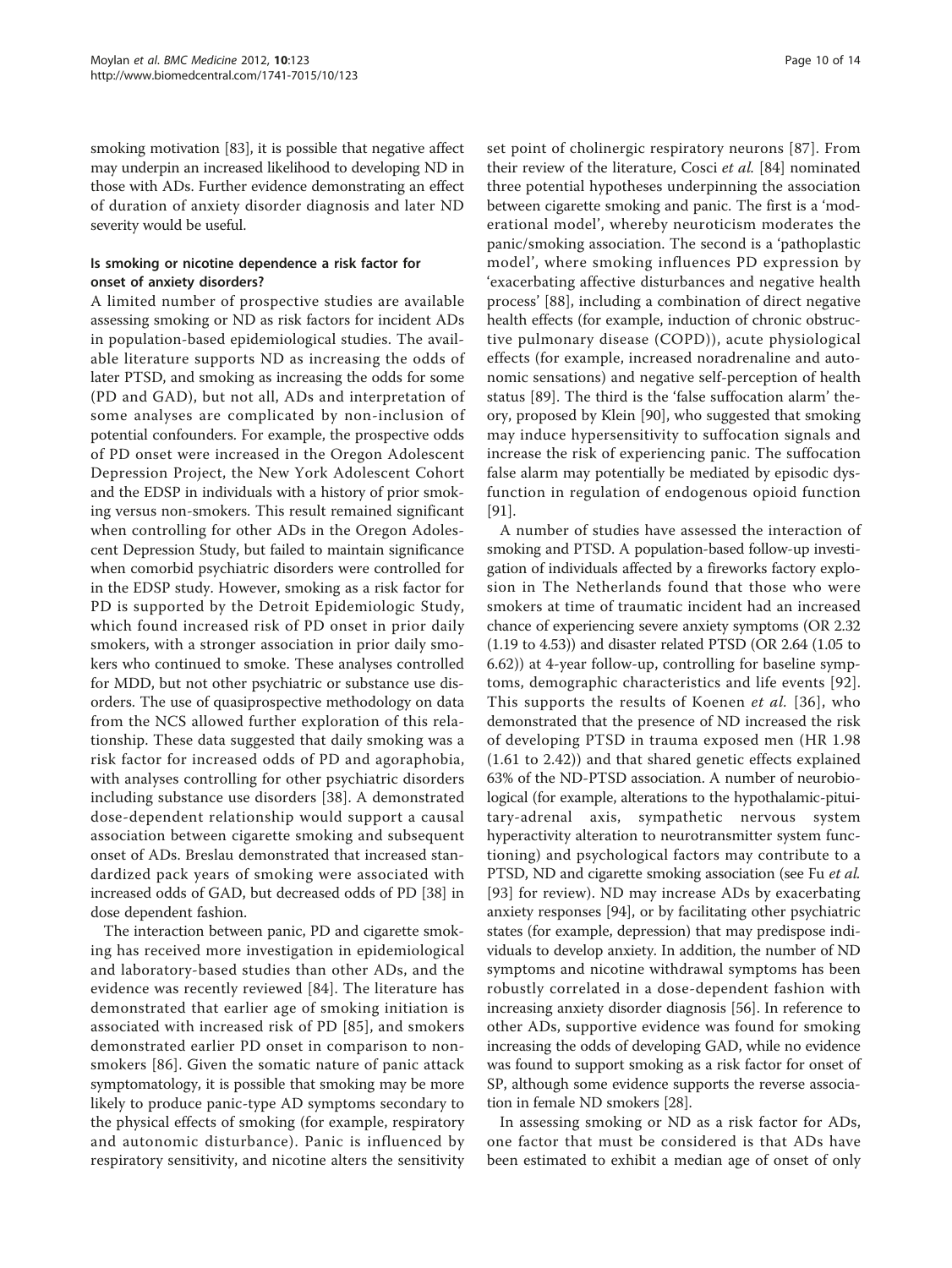smoking motivation [83], it is possible that negative affect may underpin an increased likelihood to developing ND in those with ADs. Further evidence demonstrating an effect of duration of anxiety disorder diagnosis and later ND severity would be useful.

### Is smoking or nicotine dependence a risk factor for onset of anxiety disorders?

A limited number of prospective studies are available assessing smoking or ND as risk factors for incident ADs in population-based epidemiological studies. The available literature supports ND as increasing the odds of later PTSD, and smoking as increasing the odds for some (PD and GAD), but not all, ADs and interpretation of some analyses are complicated by non-inclusion of potential confounders. For example, the prospective odds of PD onset were increased in the Oregon Adolescent Depression Project, the New York Adolescent Cohort and the EDSP in individuals with a history of prior smoking versus non-smokers. This result remained significant when controlling for other ADs in the Oregon Adolescent Depression Study, but failed to maintain significance when comorbid psychiatric disorders were controlled for in the EDSP study. However, smoking as a risk factor for PD is supported by the Detroit Epidemiologic Study, which found increased risk of PD onset in prior daily smokers, with a stronger association in prior daily smokers who continued to smoke. These analyses controlled for MDD, but not other psychiatric or substance use disorders. The use of quasiprospective methodology on data from the NCS allowed further exploration of this relationship. These data suggested that daily smoking was a risk factor for increased odds of PD and agoraphobia, with analyses controlling for other psychiatric disorders including substance use disorders [38]. A demonstrated dose-dependent relationship would support a causal association between cigarette smoking and subsequent onset of ADs. Breslau demonstrated that increased standardized pack years of smoking were associated with increased odds of GAD, but decreased odds of PD [38] in dose dependent fashion.

The interaction between panic, PD and cigarette smoking has received more investigation in epidemiological and laboratory-based studies than other ADs, and the evidence was recently reviewed [84]. The literature has demonstrated that earlier age of smoking initiation is associated with increased risk of PD [85], and smokers demonstrated earlier PD onset in comparison to non-smokers [86]. Given the somatic nature of panic attack symptomatology, it is possible that smoking may be more likely to produce panic-type AD symptoms secondary to the physical effects of smoking (for example, respiratory and autonomic disturbance). Panic is influenced by respiratory sensitivity, and nicotine alters the sensitivity set point of cholinergic respiratory neurons [87]. From their review of the literature, Cosci *et al.* [84] nominated three potential hypotheses underpinning the association between cigarette smoking and panic. The first is a 'moderational model', whereby neuroticism moderates the panic/smoking association. The second is a 'pathoplastic model', where smoking influences PD expression by 'exacerbating affective disturbances and negative health process' [88], including a combination of direct negative health effects (for example, induction of chronic obstructive pulmonary disease (COPD)), acute physiological effects (for example, increased noradrenaline and autonomic sensations) and negative self-perception of health status [89]. The third is the 'false suffocation alarm' theory, proposed by Klein [90], who suggested that smoking may induce hypersensitivity to suffocation signals and increase the risk of experiencing panic. The suffocation false alarm may potentially be mediated by episodic dysfunction in regulation of endogenous opioid function [91].

A number of studies have assessed the interaction of smoking and PTSD. A population-based follow-up investigation of individuals affected by a fireworks factory explosion in The Netherlands found that those who were smokers at time of traumatic incident had an increased chance of experiencing severe anxiety symptoms (OR 2.32 (1.19 to 4.53)) and disaster related PTSD (OR 2.64 (1.05 to 6.62)) at 4-year follow-up, controlling for baseline symptoms, demographic characteristics and life events [92]. This supports the results of Koenen *et al.* [36], who demonstrated that the presence of ND increased the risk of developing PTSD in trauma exposed men (HR 1.98 (1.61 to 2.42)) and that shared genetic effects explained 63% of the ND-PTSD association. A number of neurobiological (for example, alterations to the hypothalamic-pituitary-adrenal axis, sympathetic nervous system hyperactivity alteration to neurotransmitter system functioning) and psychological factors may contribute to a PTSD, ND and cigarette smoking association (see Fu *et al.* [93] for review). ND may increase ADs by exacerbating anxiety responses [94], or by facilitating other psychiatric states (for example, depression) that may predispose individuals to develop anxiety. In addition, the number of ND symptoms and nicotine withdrawal symptoms has been robustly correlated in a dose-dependent fashion with increasing anxiety disorder diagnosis [56]. In reference to other ADs, supportive evidence was found for smoking increasing the odds of developing GAD, while no evidence was found to support smoking as a risk factor for onset of SP, although some evidence supports the reverse association in female ND smokers [28].

In assessing smoking or ND as a risk factor for ADs, one factor that must be considered is that ADs have been estimated to exhibit a median age of onset of only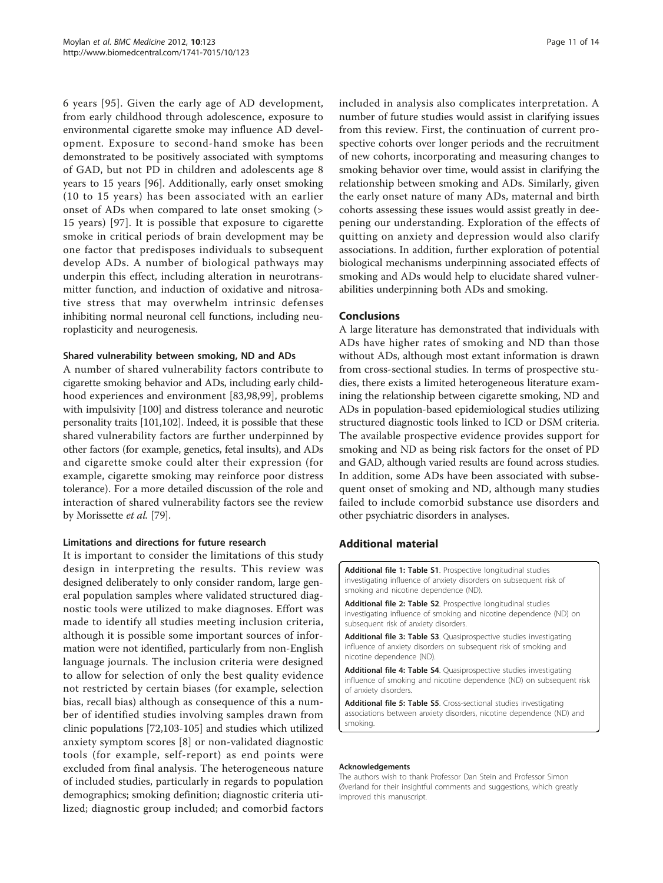6 years [95]. Given the early age of AD development, from early childhood through adolescence, exposure to environmental cigarette smoke may influence AD development. Exposure to second-hand smoke has been demonstrated to be positively associated with symptoms of GAD, but not PD in children and adolescents age 8 years to 15 years [96]. Additionally, early onset smoking (10 to 15 years) has been associated with an earlier onset of ADs when compared to late onset smoking (> 15 years) [97]. It is possible that exposure to cigarette smoke in critical periods of brain development may be one factor that predisposes individuals to subsequent develop ADs. A number of biological pathways may underpin this effect, including alteration in neurotransmitter function, and induction of oxidative and nitrosative stress that may overwhelm intrinsic defenses inhibiting normal neuronal cell functions, including neuroplasticity and neurogenesis.

### Shared vulnerability between smoking, ND and ADs

A number of shared vulnerability factors contribute to cigarette smoking behavior and ADs, including early childhood experiences and environment [83,98,99], problems with impulsivity [100] and distress tolerance and neurotic personality traits [101,102]. Indeed, it is possible that these shared vulnerability factors are further underpinned by other factors (for example, genetics, fetal insults), and ADs and cigarette smoke could alter their expression (for example, cigarette smoking may reinforce poor distress tolerance). For a more detailed discussion of the role and interaction of shared vulnerability factors see the review by Morissette *et al.* [79].

### Limitations and directions for future research

It is important to consider the limitations of this study design in interpreting the results. This review was designed deliberately to only consider random, large general population samples where validated structured diagnostic tools were utilized to make diagnoses. Effort was made to identify all studies meeting inclusion criteria, although it is possible some important sources of information were not identified, particularly from non-English language journals. The inclusion criteria were designed to allow for selection of only the best quality evidence not restricted by certain biases (for example, selection bias, recall bias) although as consequence of this a number of identified studies involving samples drawn from clinic populations [72,103-105] and studies which utilized anxiety symptom scores [8] or non-validated diagnostic tools (for example, self-report) as end points were excluded from final analysis. The heterogeneous nature of included studies, particularly in regards to population demographics; smoking definition; diagnostic criteria utilized; diagnostic group included; and comorbid factors included in analysis also complicates interpretation. A number of future studies would assist in clarifying issues from this review. First, the continuation of current prospective cohorts over longer periods and the recruitment of new cohorts, incorporating and measuring changes to smoking behavior over time, would assist in clarifying the relationship between smoking and ADs. Similarly, given the early onset nature of many ADs, maternal and birth cohorts assessing these issues would assist greatly in deepening our understanding. Exploration of the effects of quitting on anxiety and depression would also clarify associations. In addition, further exploration of potential biological mechanisms underpinning associated effects of smoking and ADs would help to elucidate shared vulnerabilities underpinning both ADs and smoking.

## Conclusions

A large literature has demonstrated that individuals with ADs have higher rates of smoking and ND than those without ADs, although most extant information is drawn from cross-sectional studies. In terms of prospective studies, there exists a limited heterogeneous literature examining the relationship between cigarette smoking, ND and ADs in population-based epidemiological studies utilizing structured diagnostic tools linked to ICD or DSM criteria. The available prospective evidence provides support for smoking and ND as being risk factors for the onset of PD and GAD, although varied results are found across studies. In addition, some ADs have been associated with subsequent onset of smoking and ND, although many studies failed to include comorbid substance use disorders and other psychiatric disorders in analyses.

## Additional material

**Additional file 1: Table S1**. Prospective longitudinal studies investigating influence of anxiety disorders on subsequent risk of smoking and nicotine dependence (ND).

**Additional file 2: Table S2**. Prospective longitudinal studies investigating influence of smoking and nicotine dependence (ND) on subsequent risk of anxiety disorders.

**Additional file 3: Table S3**. Quasiprospective studies investigating influence of anxiety disorders on subsequent risk of smoking and nicotine dependence (ND).

**Additional file 4: Table S4**. Quasiprospective studies investigating influence of smoking and nicotine dependence (ND) on subsequent risk of anxiety disorders.

**Additional file 5: Table S5**. Cross-sectional studies investigating associations between anxiety disorders, nicotine dependence (ND) and smoking.

#### Acknowledgements

The authors wish to thank Professor Dan Stein and Professor Simon Øverland for their insightful comments and suggestions, which greatly improved this manuscript.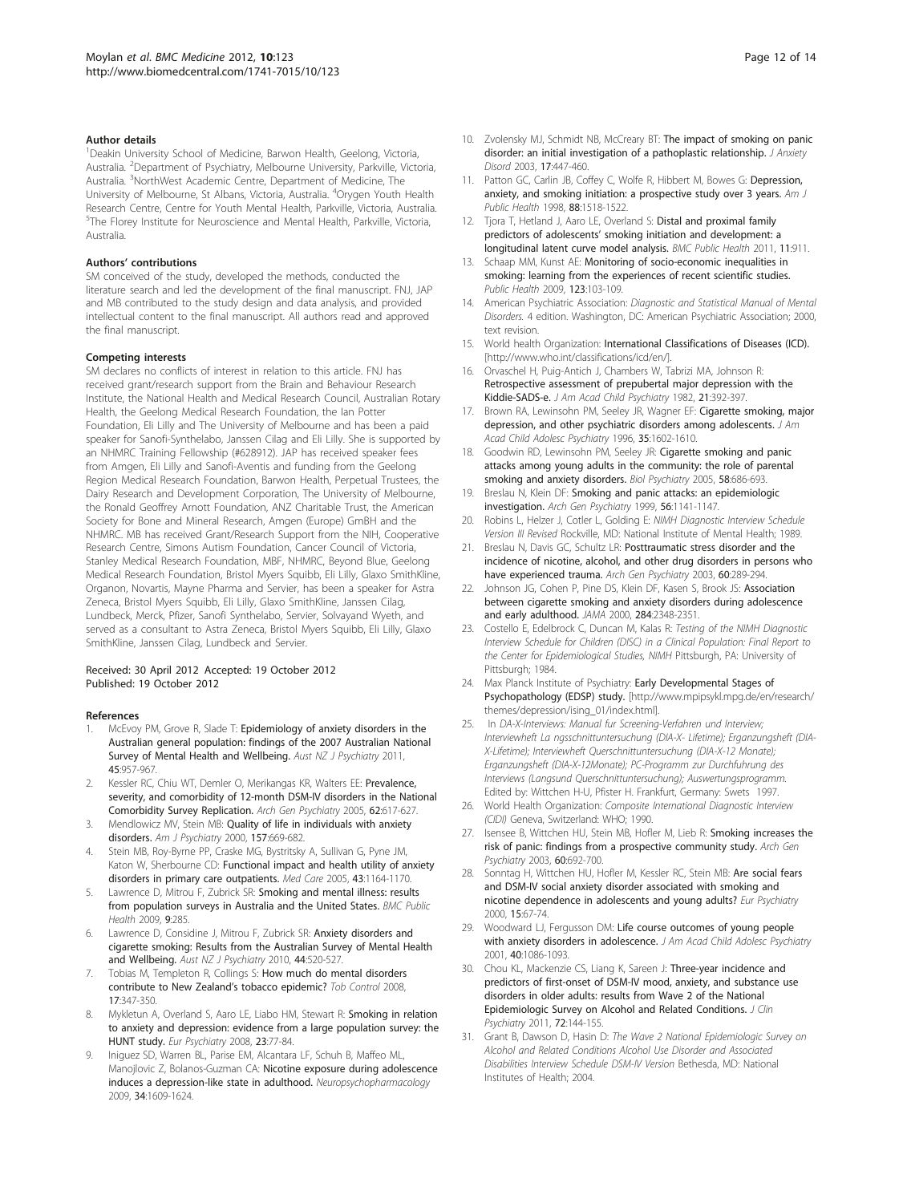#### Author details

[1]Deakin University School of Medicine, Barwon Health, Geelong, Victoria, Australia. [2]Department of Psychiatry, Melbourne University, Parkville, Victoria, Australia. [3]NorthWest Academic Centre, Department of Medicine, The University of Melbourne, St Albans, Victoria, Australia. [4]Orygen Youth Health Research Centre, Centre for Youth Mental Health, Parkville, Victoria, Australia. [5]The Florey Institute for Neuroscience and Mental Health, Parkville, Victoria, Australia.

#### Authors' contributions

SM conceived of the study, developed the methods, conducted the literature search and led the development of the final manuscript. FNJ, JAP and MB contributed to the study design and data analysis, and provided intellectual content to the final manuscript. All authors read and approved the final manuscript.

#### Competing interests

SM declares no conflicts of interest in relation to this article. FNJ has received grant/research support from the Brain and Behaviour Research Institute, the National Health and Medical Research Council, Australian Rotary Health, the Geelong Medical Research Foundation, the Ian Potter Foundation, Eli Lilly and The University of Melbourne and has been a paid speaker for Sanofi-Synthelabo, Janssen Cilag and Eli Lilly. She is supported by an NHMRC Training Fellowship (#628912). JAP has received speaker fees from Amgen, Eli Lilly and Sanofi-Aventis and funding from the Geelong Region Medical Research Foundation, Barwon Health, Perpetual Trustees, the Dairy Research and Development Corporation, The University of Melbourne, the Ronald Geoffrey Arnott Foundation, ANZ Charitable Trust, the American Society for Bone and Mineral Research, Amgen (Europe) GmBH and the NHMRC. MB has received Grant/Research Support from the NIH, Cooperative Research Centre, Simons Autism Foundation, Cancer Council of Victoria, Stanley Medical Research Foundation, MBF, NHMRC, Beyond Blue, Geelong Medical Research Foundation, Bristol Myers Squibb, Eli Lilly, Glaxo SmithKline, Organon, Novartis, Mayne Pharma and Servier, has been a speaker for Astra Zeneca, Bristol Myers Squibb, Eli Lilly, Glaxo SmithKline, Janssen Cilag, Lundbeck, Merck, Pfizer, Sanofi Synthelabo, Servier, Solvayand Wyeth, and served as a consultant to Astra Zeneca, Bristol Myers Squibb, Eli Lilly, Glaxo SmithKline, Janssen Cilag, Lundbeck and Servier.

Received: 30 April 2012 Accepted: 19 October 2012
Published: 19 October 2012

#### References

1. McEvoy PM, Grove R, Slade T: **Epidemiology of anxiety disorders in the Australian general population: findings of the 2007 Australian National Survey of Mental Health and Wellbeing.** *Aust NZ J Psychiatry* 2011, **45**:957-967.
2. Kessler RC, Chiu WT, Demler O, Merikangas KR, Walters EE: **Prevalence, severity, and comorbidity of 12-month DSM-IV disorders in the National Comorbidity Survey Replication.** *Arch Gen Psychiatry* 2005, **62**:617-627.
3. Mendlowicz MV, Stein MB: **Quality of life in individuals with anxiety disorders.** *Am J Psychiatry* 2000, **157**:669-682.
4. Stein MB, Roy-Byrne PP, Craske MG, Bystritsky A, Sullivan G, Pyne JM, Katon W, Sherbourne CD: **Functional impact and health utility of anxiety disorders in primary care outpatients.** *Med Care* 2005, **43**:1164-1170.
5. Lawrence D, Mitrou F, Zubrick SR: **Smoking and mental illness: results from population surveys in Australia and the United States.** *BMC Public Health* 2009, **9**:285.
6. Lawrence D, Considine J, Mitrou F, Zubrick SR: **Anxiety disorders and cigarette smoking: Results from the Australian Survey of Mental Health and Wellbeing.** *Aust NZ J Psychiatry* 2010, **44**:520-527.
7. Tobias M, Templeton R, Collings S: **How much do mental disorders contribute to New Zealand's tobacco epidemic?** *Tob Control* 2008, **17**:347-350.
8. Mykletun A, Overland S, Aaro LE, Liabo HM, Stewart R: **Smoking in relation to anxiety and depression: evidence from a large population survey: the HUNT study.** *Eur Psychiatry* 2008, **23**:77-84.
9. Iniguez SD, Warren BL, Parise EM, Alcantara LF, Schuh B, Maffeo ML, Manojlovic Z, Bolanos-Guzman CA: **Nicotine exposure during adolescence induces a depression-like state in adulthood.** *Neuropsychopharmacology* 2009, **34**:1609-1624.
10. Zvolensky MJ, Schmidt NB, McCreary BT: **The impact of smoking on panic disorder: an initial investigation of a pathoplastic relationship.** *J Anxiety Disord* 2003, **17**:447-460.
11. Patton GC, Carlin JB, Coffey C, Wolfe R, Hibbert M, Bowes G: **Depression, anxiety, and smoking initiation: a prospective study over 3 years.** *Am J Public Health* 1998, **88**:1518-1522.
12. Tjora T, Hetland J, Aaro LE, Overland S: **Distal and proximal family predictors of adolescents' smoking initiation and development: a longitudinal latent curve model analysis.** *BMC Public Health* 2011, **11**:911.
13. Schaap MM, Kunst AE: **Monitoring of socio-economic inequalities in smoking: learning from the experiences of recent scientific studies.** *Public Health* 2009, **123**:103-109.
14. American Psychiatric Association: *Diagnostic and Statistical Manual of Mental Disorders.* 4 edition. Washington, DC: American Psychiatric Association; 2000, text revision.
15. World health Organization: **International Classifications of Diseases (ICD).** [http://www.who.int/classifications/icd/en/].
16. Orvaschel H, Puig-Antich J, Chambers W, Tabrizi MA, Johnson R: **Retrospective assessment of prepubertal major depression with the Kiddie-SADS-e.** *J Am Acad Child Psychiatry* 1982, **21**:392-397.
17. Brown RA, Lewinsohn PM, Seeley JR, Wagner EF: **Cigarette smoking, major depression, and other psychiatric disorders among adolescents.** *J Am Acad Child Adolesc Psychiatry* 1996, **35**:1602-1610.
18. Goodwin RD, Lewinsohn PM, Seeley JR: **Cigarette smoking and panic attacks among young adults in the community: the role of parental smoking and anxiety disorders.** *Biol Psychiatry* 2005, **58**:686-693.
19. Breslau N, Klein DF: **Smoking and panic attacks: an epidemiologic investigation.** *Arch Gen Psychiatry* 1999, **56**:1141-1147.
20. Robins L, Helzer J, Cotler L, Golding E: *NIMH Diagnostic Interview Schedule Version III Revised* Rockville, MD: National Institute of Mental Health; 1989.
21. Breslau N, Davis GC, Schultz LR: **Posttraumatic stress disorder and the incidence of nicotine, alcohol, and other drug disorders in persons who have experienced trauma.** *Arch Gen Psychiatry* 2003, **60**:289-294.
22. Johnson JG, Cohen P, Pine DS, Klein DF, Kasen S, Brook JS: **Association between cigarette smoking and anxiety disorders during adolescence and early adulthood.** *JAMA* 2000, **284**:2348-2351.
23. Costello E, Edelbrock C, Duncan M, Kalas R: *Testing of the NIMH Diagnostic Interview Schedule for Children (DISC) in a Clinical Population: Final Report to the Center for Epidemiological Studies, NIMH* Pittsburgh, PA: University of Pittsburgh; 1984.
24. Max Planck Institute of Psychiatry: **Early Developmental Stages of Psychopathology (EDSP) study.** [http://www.mpipsykl.mpg.de/en/research/themes/depression/ising_01/index.html].
25. In *DA-X-Interviews: Manual fur Screening-Verfahren und Interview; Interviewheft La ngsschnittuntersuchung (DIA-X- Lifetime); Erganzungsheft (DIA-X-Lifetime); Interviewheft Querschnittuntersuchung (DIA-X-12 Monate); Erganzungsheft (DIA-X-12Monate); PC-Programm zur Durchfuhrung des Interviews (Langsund Querschnittuntersuchung); Auswertungsprogramm.* Edited by: Wittchen H-U, Pfister H. Frankfurt, Germany: Swets 1997.
26. World Health Organization: *Composite International Diagnostic Interview (CIDI)* Geneva, Switzerland: WHO; 1990.
27. Isensee B, Wittchen HU, Stein MB, Hofler M, Lieb R: **Smoking increases the risk of panic: findings from a prospective community study.** *Arch Gen Psychiatry* 2003, **60**:692-700.
28. Sonntag H, Wittchen HU, Hofler M, Kessler RC, Stein MB: **Are social fears and DSM-IV social anxiety disorder associated with smoking and nicotine dependence in adolescents and young adults?** *Eur Psychiatry* 2000, **15**:67-74.
29. Woodward LJ, Fergusson DM: **Life course outcomes of young people with anxiety disorders in adolescence.** *J Am Acad Child Adolesc Psychiatry* 2001, **40**:1086-1093.
30. Chou KL, Mackenzie CS, Liang K, Sareen J: **Three-year incidence and predictors of first-onset of DSM-IV mood, anxiety, and substance use disorders in older adults: results from Wave 2 of the National Epidemiologic Survey on Alcohol and Related Conditions.** *J Clin Psychiatry* 2011, **72**:144-155.
31. Grant B, Dawson D, Hasin D: *The Wave 2 National Epidemiologic Survey on Alcohol and Related Conditions Alcohol Use Disorder and Associated Disabilities Interview Schedule DSM-IV Version* Bethesda, MD: National Institutes of Health; 2004.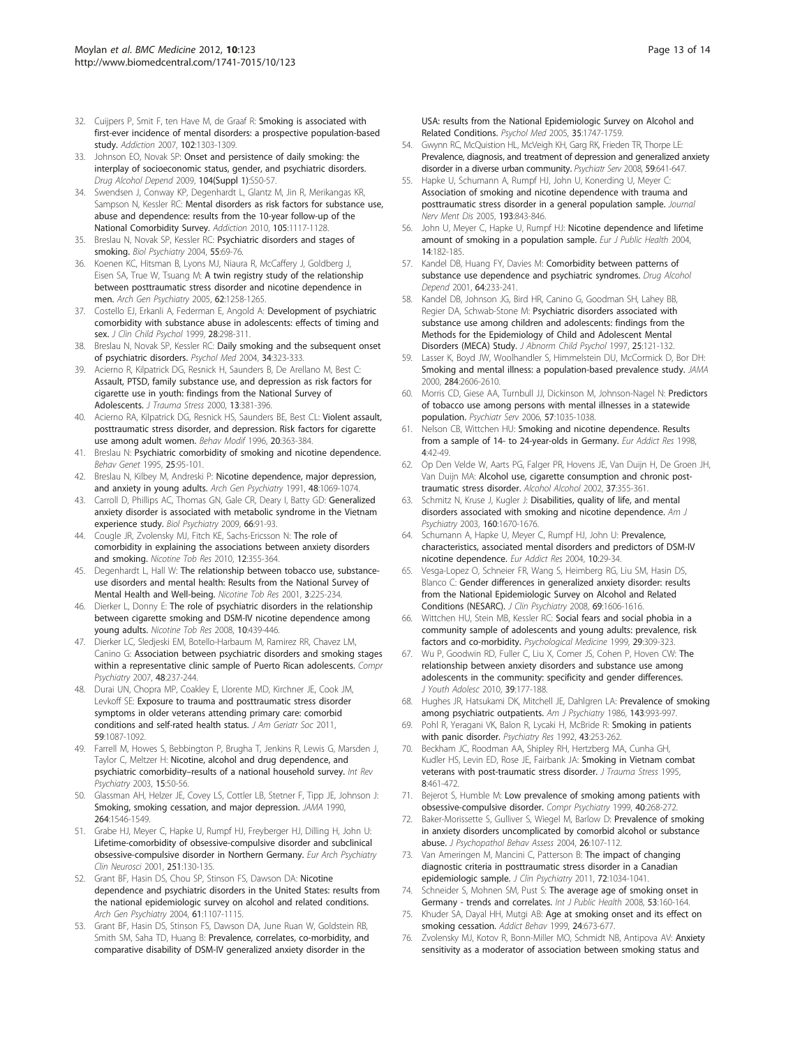32. Cuijpers P, Smit F, ten Have M, de Graaf R: Smoking is associated with first-ever incidence of mental disorders: a prospective population-based study. *Addiction* 2007, 102:1303-1309.
33. Johnson EO, Novak SP: Onset and persistence of daily smoking: the interplay of socioeconomic status, gender, and psychiatric disorders. *Drug Alcohol Depend* 2009, 104(Suppl 1):S50-57.
34. Swendsen J, Conway KP, Degenhardt L, Glantz M, Jin R, Merikangas KR, Sampson N, Kessler RC: Mental disorders as risk factors for substance use, abuse and dependence: results from the 10-year follow-up of the National Comorbidity Survey. *Addiction* 2010, 105:1117-1128.
35. Breslau N, Novak SP, Kessler RC: Psychiatric disorders and stages of smoking. *Biol Psychiatry* 2004, 55:69-76.
36. Koenen KC, Hitsman B, Lyons MJ, Niaura R, McCaffery J, Goldberg J, Eisen SA, True W, Tsuang M: A twin registry study of the relationship between posttraumatic stress disorder and nicotine dependence in men. *Arch Gen Psychiatry* 2005, 62:1258-1265.
37. Costello EJ, Erkanli A, Federman E, Angold A: Development of psychiatric comorbidity with substance abuse in adolescents: effects of timing and sex. *J Clin Child Psychol* 1999, 28:298-311.
38. Breslau N, Novak SP, Kessler RC: Daily smoking and the subsequent onset of psychiatric disorders. *Psychol Med* 2004, 34:323-333.
39. Acierno R, Kilpatrick DG, Resnick H, Saunders B, De Arellano M, Best C: Assault, PTSD, family substance use, and depression as risk factors for cigarette use in youth: findings from the National Survey of Adolescents. *J Trauma Stress* 2000, 13:381-396.
40. Acierno RA, Kilpatrick DG, Resnick HS, Saunders BE, Best CL: Violent assault, posttraumatic stress disorder, and depression. Risk factors for cigarette use among adult women. *Behav Modif* 1996, 20:363-384.
41. Breslau N: Psychiatric comorbidity of smoking and nicotine dependence. *Behav Genet* 1995, 25:95-101.
42. Breslau N, Kilbey M, Andreski P: Nicotine dependence, major depression, and anxiety in young adults. *Arch Gen Psychiatry* 1991, 48:1069-1074.
43. Carroll D, Phillips AC, Thomas GN, Gale CR, Deary I, Batty GD: Generalized anxiety disorder is associated with metabolic syndrome in the Vietnam experience study. *Biol Psychiatry* 2009, 66:91-93.
44. Cougle JR, Zvolensky MJ, Fitch KE, Sachs-Ericsson N: The role of comorbidity in explaining the associations between anxiety disorders and smoking. *Nicotine Tob Res* 2010, 12:355-364.
45. Degenhardt L, Hall W: The relationship between tobacco use, substance-use disorders and mental health: Results from the National Survey of Mental Health and Well-being. *Nicotine Tob Res* 2001, 3:225-234.
46. Dierker L, Donny E: The role of psychiatric disorders in the relationship between cigarette smoking and DSM-IV nicotine dependence among young adults. *Nicotine Tob Res* 2008, 10:439-446.
47. Dierker LC, Sledjeski EM, Botello-Harbaum M, Ramirez RR, Chavez LM, Canino G: Association between psychiatric disorders and smoking stages within a representative clinic sample of Puerto Rican adolescents. *Compr Psychiatry* 2007, 48:237-244.
48. Durai UN, Chopra MP, Coakley E, Llorente MD, Kirchner JE, Cook JM, Levkoff SE: Exposure to trauma and posttraumatic stress disorder symptoms in older veterans attending primary care: comorbid conditions and self-rated health status. *J Am Geriatr Soc* 2011, 59:1087-1092.
49. Farrell M, Howes S, Bebbington P, Brugha T, Jenkins R, Lewis G, Marsden J, Taylor C, Meltzer H: Nicotine, alcohol and drug dependence, and psychiatric comorbidity–results of a national household survey. *Int Rev Psychiatry* 2003, 15:50-56.
50. Glassman AH, Helzer JE, Covey LS, Cottler LB, Stetner F, Tipp JE, Johnson J: Smoking, smoking cessation, and major depression. *JAMA* 1990, 264:1546-1549.
51. Grabe HJ, Meyer C, Hapke U, Rumpf HJ, Freyberger HJ, Dilling H, John U: Lifetime-comorbidity of obsessive-compulsive disorder and subclinical obsessive-compulsive disorder in Northern Germany. *Eur Arch Psychiatry Clin Neurosci* 2001, 251:130-135.
52. Grant BF, Hasin DS, Chou SP, Stinson FS, Dawson DA: Nicotine dependence and psychiatric disorders in the United States: results from the national epidemiologic survey on alcohol and related conditions. *Arch Gen Psychiatry* 2004, 61:1107-1115.
53. Grant BF, Hasin DS, Stinson FS, Dawson DA, June Ruan W, Goldstein RB, Smith SM, Saha TD, Huang B: Prevalence, correlates, co-morbidity, and comparative disability of DSM-IV generalized anxiety disorder in the USA: results from the National Epidemiologic Survey on Alcohol and Related Conditions. *Psychol Med* 2005, 35:1747-1759.
54. Gwynn RC, McQuistion HL, McVeigh KH, Garg RK, Frieden TR, Thorpe LE: Prevalence, diagnosis, and treatment of depression and generalized anxiety disorder in a diverse urban community. *Psychiatr Serv* 2008, 59:641-647.
55. Hapke U, Schumann A, Rumpf HJ, John U, Konerding U, Meyer C: Association of smoking and nicotine dependence with trauma and posttraumatic stress disorder in a general population sample. *Journal Nerv Ment Dis* 2005, 193:843-846.
56. John U, Meyer C, Hapke U, Rumpf HJ: Nicotine dependence and lifetime amount of smoking in a population sample. *Eur J Public Health* 2004, 14:182-185.
57. Kandel DB, Huang FY, Davies M: Comorbidity between patterns of substance use dependence and psychiatric syndromes. *Drug Alcohol Depend* 2001, 64:233-241.
58. Kandel DB, Johnson JG, Bird HR, Canino G, Goodman SH, Lahey BB, Regier DA, Schwab-Stone M: Psychiatric disorders associated with substance use among children and adolescents: findings from the Methods for the Epidemiology of Child and Adolescent Mental Disorders (MECA) Study. *J Abnorm Child Psychol* 1997, 25:121-132.
59. Lasser K, Boyd JW, Woolhandler S, Himmelstein DU, McCormick D, Bor DH: Smoking and mental illness: a population-based prevalence study. *JAMA* 2000, 284:2606-2610.
60. Morris CD, Giese AA, Turnbull JJ, Dickinson M, Johnson-Nagel N: Predictors of tobacco use among persons with mental illnesses in a statewide population. *Psychiatr Serv* 2006, 57:1035-1038.
61. Nelson CB, Wittchen HU: Smoking and nicotine dependence. Results from a sample of 14- to 24-year-olds in Germany. *Eur Addict Res* 1998, 4:42-49.
62. Op Den Velde W, Aarts PG, Falger PR, Hovens JE, Van Duijn H, De Groen JH, Van Duijn MA: Alcohol use, cigarette consumption and chronic post-traumatic stress disorder. *Alcohol Alcohol* 2002, 37:355-361.
63. Schmitz N, Kruse J, Kugler J: Disabilities, quality of life, and mental disorders associated with smoking and nicotine dependence. *Am J Psychiatry* 2003, 160:1670-1676.
64. Schumann A, Hapke U, Meyer C, Rumpf HJ, John U: Prevalence, characteristics, associated mental disorders and predictors of DSM-IV nicotine dependence. *Eur Addict Res* 2004, 10:29-34.
65. Vesga-Lopez O, Schneier FR, Wang S, Heimberg RG, Liu SM, Hasin DS, Blanco C: Gender differences in generalized anxiety disorder: results from the National Epidemiologic Survey on Alcohol and Related Conditions (NESARC). *J Clin Psychiatry* 2008, 69:1606-1616.
66. Wittchen HU, Stein MB, Kessler RC: Social fears and social phobia in a community sample of adolescents and young adults: prevalence, risk factors and co-morbidity. *Psychological Medicine* 1999, 29:309-323.
67. Wu P, Goodwin RD, Fuller C, Liu X, Comer JS, Cohen P, Hoven CW: The relationship between anxiety disorders and substance use among adolescents in the community: specificity and gender differences. *J Youth Adolesc* 2010, 39:177-188.
68. Hughes JR, Hatsukami DK, Mitchell JE, Dahlgren LA: Prevalence of smoking among psychiatric outpatients. *Am J Psychiatry* 1986, 143:993-997.
69. Pohl R, Yeragani VK, Balon R, Lycaki H, McBride R: Smoking in patients with panic disorder. *Psychiatry Res* 1992, 43:253-262.
70. Beckham JC, Roodman AA, Shipley RH, Hertzberg MA, Cunha GH, Kudler HS, Levin ED, Rose JE, Fairbank JA: Smoking in Vietnam combat veterans with post-traumatic stress disorder. *J Trauma Stress* 1995, 8:461-472.
71. Bejerot S, Humble M: Low prevalence of smoking among patients with obsessive-compulsive disorder. *Compr Psychiatry* 1999, 40:268-272.
72. Baker-Morissette S, Gulliver S, Wiegel M, Barlow D: Prevalence of smoking in anxiety disorders uncomplicated by comorbid alcohol or substance abuse. *J Psychopathol Behav Assess* 2004, 26:107-112.
73. Van Ameringen M, Mancini C, Patterson B: The impact of changing diagnostic criteria in posttraumatic stress disorder in a Canadian epidemiologic sample. *J Clin Psychiatry* 2011, 72:1034-1041.
74. Schneider S, Mohnen SM, Pust S: The average age of smoking onset in Germany - trends and correlates. *Int J Public Health* 2008, 53:160-164.
75. Khuder SA, Dayal HH, Mutgi AB: Age at smoking onset and its effect on smoking cessation. *Addict Behav* 1999, 24:673-677.
76. Zvolensky MJ, Kotov R, Bonn-Miller MO, Schmidt NB, Antipova AV: Anxiety sensitivity as a moderator of association between smoking status and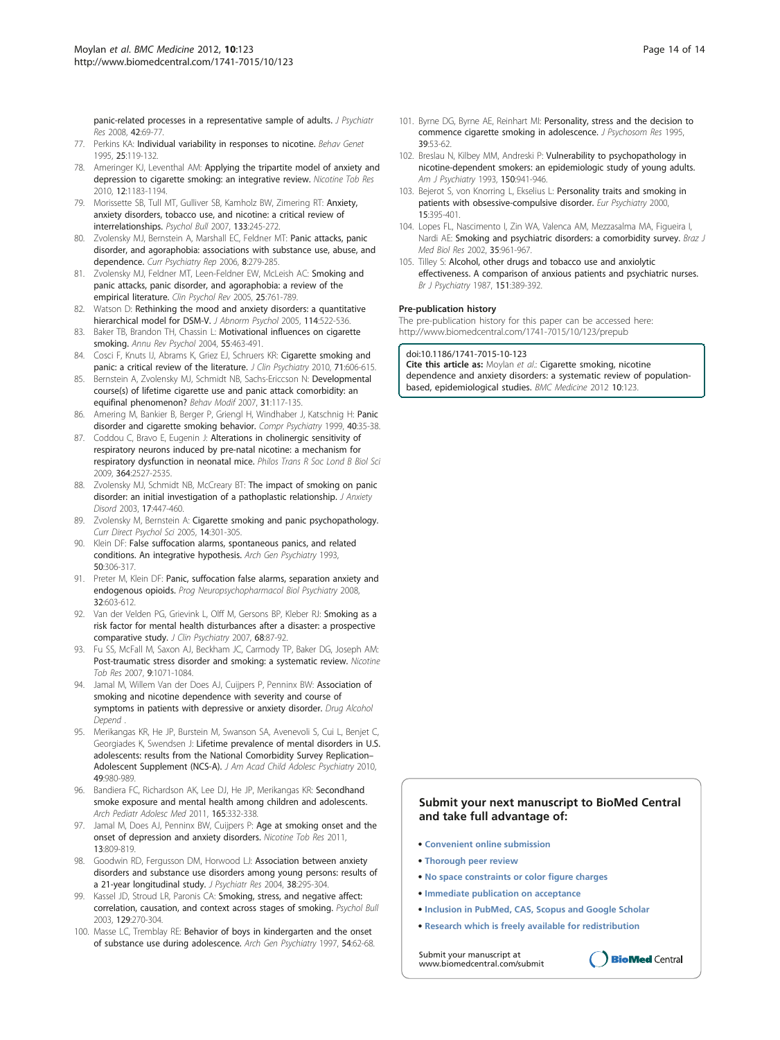panic-related processes in a representative sample of adults. *J Psychiatr Res* 2008, 42:69-77.

77. Perkins KA: **Individual variability in responses to nicotine.** *Behav Genet* 1995, 25:119-132.
78. Ameringer KJ, Leventhal AM: **Applying the tripartite model of anxiety and depression to cigarette smoking: an integrative review.** *Nicotine Tob Res* 2010, 12:1183-1194.
79. Morissette SB, Tull MT, Gulliver SB, Kamholz BW, Zimering RT: **Anxiety, anxiety disorders, tobacco use, and nicotine: a critical review of interrelationships.** *Psychol Bull* 2007, 133:245-272.
80. Zvolensky MJ, Bernstein A, Marshall EC, Feldner MT: **Panic attacks, panic disorder, and agoraphobia: associations with substance use, abuse, and dependence.** *Curr Psychiatry Rep* 2006, 8:279-285.
81. Zvolensky MJ, Feldner MT, Leen-Feldner EW, McLeish AC: **Smoking and panic attacks, panic disorder, and agoraphobia: a review of the empirical literature.** *Clin Psychol Rev* 2005, 25:761-789.
82. Watson D: **Rethinking the mood and anxiety disorders: a quantitative hierarchical model for DSM-V.** *J Abnorm Psychol* 2005, 114:522-536.
83. Baker TB, Brandon TH, Chassin L: **Motivational influences on cigarette smoking.** *Annu Rev Psychol* 2004, 55:463-491.
84. Cosci F, Knuts IJ, Abrams K, Griez EJ, Schruers KR: **Cigarette smoking and panic: a critical review of the literature.** *J Clin Psychiatry* 2010, 71:606-615.
85. Bernstein A, Zvolensky MJ, Schmidt NB, Sachs-Ericcson N: **Developmental course(s) of lifetime cigarette use and panic attack comorbidity: an equifinal phenomenon?** *Behav Modif* 2007, 31:117-135.
86. Amering M, Bankier B, Berger P, Griengl H, Windhaber J, Katschnig H: **Panic disorder and cigarette smoking behavior.** *Compr Psychiatry* 1999, 40:35-38.
87. Coddou C, Bravo E, Eugenin J: **Alterations in cholinergic sensitivity of respiratory neurons induced by pre-natal nicotine: a mechanism for respiratory dysfunction in neonatal mice.** *Philos Trans R Soc Lond B Biol Sci* 2009, 364:2527-2535.
88. Zvolensky MJ, Schmidt NB, McCreary BT: **The impact of smoking on panic disorder: an initial investigation of a pathoplastic relationship.** *J Anxiety Disord* 2003, 17:447-460.
89. Zvolensky M, Bernstein A: **Cigarette smoking and panic psychopathology.** *Curr Direct Psychol Sci* 2005, 14:301-305.
90. Klein DF: **False suffocation alarms, spontaneous panics, and related conditions. An integrative hypothesis.** *Arch Gen Psychiatry* 1993, 50:306-317.
91. Preter M, Klein DF: **Panic, suffocation false alarms, separation anxiety and endogenous opioids.** *Prog Neuropsychopharmacol Biol Psychiatry* 2008, 32:603-612.
92. Van der Velden PG, Grievink L, Olff M, Gersons BP, Kleber RJ: **Smoking as a risk factor for mental health disturbances after a disaster: a prospective comparative study.** *J Clin Psychiatry* 2007, 68:87-92.
93. Fu SS, McFall M, Saxon AJ, Beckham JC, Carmody TP, Baker DG, Joseph AM: **Post-traumatic stress disorder and smoking: a systematic review.** *Nicotine Tob Res* 2007, 9:1071-1084.
94. Jamal M, Willem Van der Does AJ, Cuijpers P, Penninx BW: **Association of smoking and nicotine dependence with severity and course of symptoms in patients with depressive or anxiety disorder.** *Drug Alcohol Depend* .
95. Merikangas KR, He JP, Burstein M, Swanson SA, Avenevoli S, Cui L, Benjet C, Georgiades K, Swendsen J: **Lifetime prevalence of mental disorders in U.S. adolescents: results from the National Comorbidity Survey Replication–Adolescent Supplement (NCS-A).** *J Am Acad Child Adolesc Psychiatry* 2010, 49:980-989.
96. Bandiera FC, Richardson AK, Lee DJ, He JP, Merikangas KR: **Secondhand smoke exposure and mental health among children and adolescents.** *Arch Pediatr Adolesc Med* 2011, 165:332-338.
97. Jamal M, Does AJ, Penninx BW, Cuijpers P: **Age at smoking onset and the onset of depression and anxiety disorders.** *Nicotine Tob Res* 2011, 13:809-819.
98. Goodwin RD, Fergusson DM, Horwood LJ: **Association between anxiety disorders and substance use disorders among young persons: results of a 21-year longitudinal study.** *J Psychiatr Res* 2004, 38:295-304.
99. Kassel JD, Stroud LR, Paronis CA: **Smoking, stress, and negative affect: correlation, causation, and context across stages of smoking.** *Psychol Bull* 2003, 129:270-304.
100. Masse LC, Tremblay RE: **Behavior of boys in kindergarten and the onset of substance use during adolescence.** *Arch Gen Psychiatry* 1997, 54:62-68.
101. Byrne DG, Byrne AE, Reinhart MI: **Personality, stress and the decision to commence cigarette smoking in adolescence.** *J Psychosom Res* 1995, 39:53-62.
102. Breslau N, Kilbey MM, Andreski P: **Vulnerability to psychopathology in nicotine-dependent smokers: an epidemiologic study of young adults.** *Am J Psychiatry* 1993, 150:941-946.
103. Bejerot S, von Knorring L, Ekselius L: **Personality traits and smoking in patients with obsessive-compulsive disorder.** *Eur Psychiatry* 2000, 15:395-401.
104. Lopes FL, Nascimento I, Zin WA, Valenca AM, Mezzasalma MA, Figueira I, Nardi AE: **Smoking and psychiatric disorders: a comorbidity survey.** *Braz J Med Biol Res* 2002, 35:961-967.
105. Tilley S: **Alcohol, other drugs and tobacco use and anxiolytic effectiveness. A comparison of anxious patients and psychiatric nurses.** *Br J Psychiatry* 1987, 151:389-392.

## Pre-publication history

The pre-publication history for this paper can be accessed here:
http://www.biomedcentral.com/1741-7015/10/123/prepub

doi:10.1186/1741-7015-10-123
**Cite this article as:** Moylan *et al.*: Cigarette smoking, nicotine dependence and anxiety disorders: a systematic review of population-based, epidemiological studies. *BMC Medicine* 2012 **10**:123.

**Submit your next manuscript to BioMed Central and take full advantage of:**

- Convenient online submission
- Thorough peer review
- No space constraints or color figure charges
- Immediate publication on acceptance
- Inclusion in PubMed, CAS, Scopus and Google Scholar
- Research which is freely available for redistribution

Submit your manuscript at
www.biomedcentral.com/submit

BioMed Central